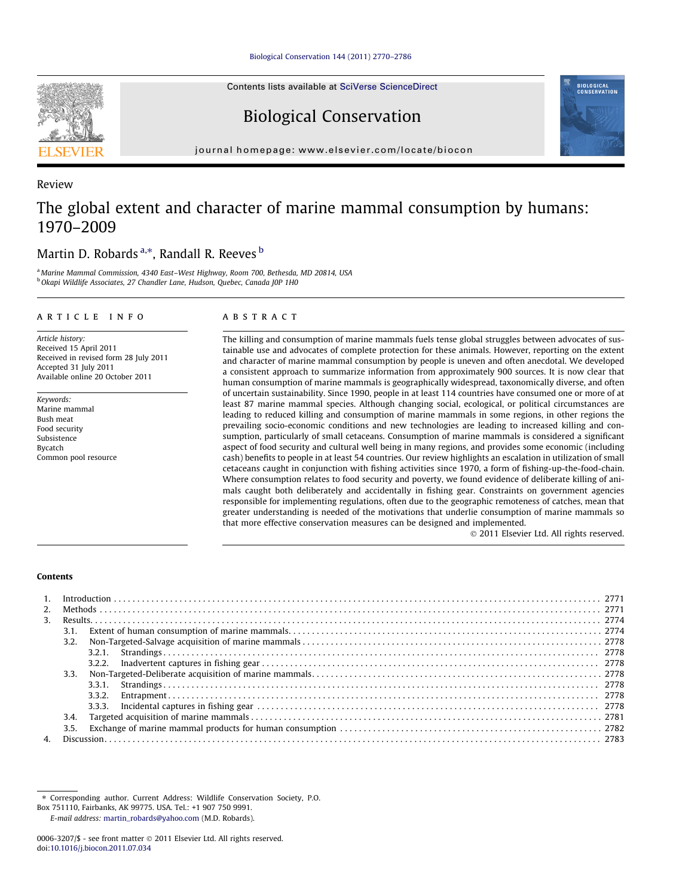Review

# The global extent and character of marine mammal consumption by humans: 1970–2009

Martin D. Robards [a,*], Randall R. Reeves [b]

[a] Marine Mammal Commission, 4340 East–West Highway, Room 700, Bethesda, MD 20814, USA
[b] Okapi Wildlife Associates, 27 Chandler Lane, Hudson, Quebec, Canada J0P 1H0

## ARTICLE INFO

*Article history:*
Received 15 April 2011
Received in revised form 28 July 2011
Accepted 31 July 2011
Available online 20 October 2011

*Keywords:*
Marine mammal
Bush meat
Food security
Subsistence
Bycatch
Common pool resource

## ABSTRACT

The killing and consumption of marine mammals fuels tense global struggles between advocates of sustainable use and advocates of complete protection for these animals. However, reporting on the extent and character of marine mammal consumption by people is uneven and often anecdotal. We developed a consistent approach to summarize information from approximately 900 sources. It is now clear that human consumption of marine mammals is geographically widespread, taxonomically diverse, and often of uncertain sustainability. Since 1990, people in at least 114 countries have consumed one or more of at least 87 marine mammal species. Although changing social, ecological, or political circumstances are leading to reduced killing and consumption of marine mammals in some regions, in other regions the prevailing socio-economic conditions and new technologies are leading to increased killing and consumption, particularly of small cetaceans. Consumption of marine mammals is considered a significant aspect of food security and cultural well being in many regions, and provides some economic (including cash) benefits to people in at least 54 countries. Our review highlights an escalation in utilization of small cetaceans caught in conjunction with fishing activities since 1970, a form of fishing-up-the-food-chain. Where consumption relates to food security and poverty, we found evidence of deliberate killing of animals caught both deliberately and accidentally in fishing gear. Constraints on government agencies responsible for implementing regulations, often due to the geographic remoteness of catches, mean that greater understanding is needed of the motivations that underlie consumption of marine mammals so that more effective conservation measures can be designed and implemented.

© 2011 Elsevier Ltd. All rights reserved.

## Contents

1. Introduction . . . 2771
2. Methods . . . 2771
3. Results . . . 2774
   - 3.1. Extent of human consumption of marine mammals . . . 2774
   - 3.2. Non-Targeted-Salvage acquisition of marine mammals . . . 2778
     - 3.2.1. Strandings . . . 2778
     - 3.2.2. Inadvertent captures in fishing gear . . . 2778
   - 3.3. Non-Targeted-Deliberate acquisition of marine mammals . . . 2778
     - 3.3.1. Strandings . . . 2778
     - 3.3.2. Entrapment . . . 2778
     - 3.3.3. Incidental captures in fishing gear . . . 2778
   - 3.4. Targeted acquisition of marine mammals . . . 2781
   - 3.5. Exchange of marine mammal products for human consumption . . . 2782
4. Discussion . . . 2783

* Corresponding author. Current Address: Wildlife Conservation Society, P.O. Box 751110, Fairbanks, AK 99775. USA. Tel.: +1 907 750 9991.
*E-mail address:* martin_robards@yahoo.com (M.D. Robards).

0006-3207/$ - see front matter © 2011 Elsevier Ltd. All rights reserved.
doi:10.1016/j.biocon.2011.07.034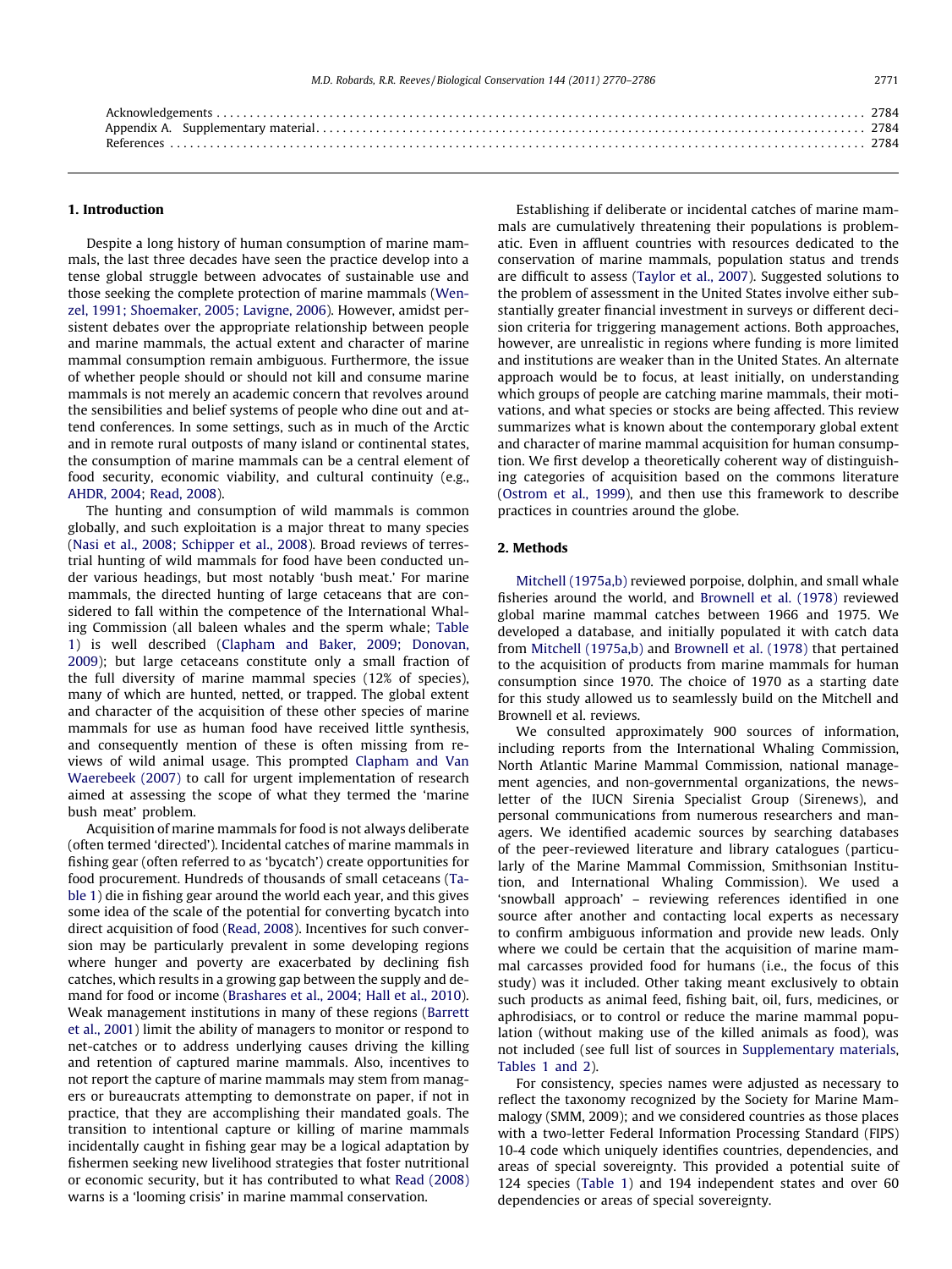Acknowledgements . . . . . . . . . . . . . . . . . . . . . . . . . . . . . . . . . . . . . . . . . . . . . . . . . . . . . . . . . . . . . . . . . . . . . . . . . . . . . . . . 2784
Appendix A. Supplementary material . . . . . . . . . . . . . . . . . . . . . . . . . . . . . . . . . . . . . . . . . . . . . . . . . . . . . . . . . . . . . . . . . . . . . 2784
References . . . . . . . . . . . . . . . . . . . . . . . . . . . . . . . . . . . . . . . . . . . . . . . . . . . . . . . . . . . . . . . . . . . . . . . . . . . . . . . . . . . . . . . . 2784

## 1. Introduction

Despite a long history of human consumption of marine mammals, the last three decades have seen the practice develop into a tense global struggle between advocates of sustainable use and those seeking the complete protection of marine mammals (Wenzel, 1991; Shoemaker, 2005; Lavigne, 2006). However, amidst persistent debates over the appropriate relationship between people and marine mammals, the actual extent and character of marine mammal consumption remain ambiguous. Furthermore, the issue of whether people should or should not kill and consume marine mammals is not merely an academic concern that revolves around the sensibilities and belief systems of people who dine out and attend conferences. In some settings, such as in much of the Arctic and in remote rural outposts of many island or continental states, the consumption of marine mammals can be a central element of food security, economic viability, and cultural continuity (e.g., AHDR, 2004; Read, 2008).

The hunting and consumption of wild mammals is common globally, and such exploitation is a major threat to many species (Nasi et al., 2008; Schipper et al., 2008). Broad reviews of terrestrial hunting of wild mammals for food have been conducted under various headings, but most notably 'bush meat.' For marine mammals, the directed hunting of large cetaceans that are considered to fall within the competence of the International Whaling Commission (all baleen whales and the sperm whale; Table 1) is well described (Clapham and Baker, 2009; Donovan, 2009); but large cetaceans constitute only a small fraction of the full diversity of marine mammal species (12% of species), many of which are hunted, netted, or trapped. The global extent and character of the acquisition of these other species of marine mammals for use as human food have received little synthesis, and consequently mention of these is often missing from reviews of wild animal usage. This prompted Clapham and Van Waerebeek (2007) to call for urgent implementation of research aimed at assessing the scope of what they termed the 'marine bush meat' problem.

Acquisition of marine mammals for food is not always deliberate (often termed 'directed'). Incidental catches of marine mammals in fishing gear (often referred to as 'bycatch') create opportunities for food procurement. Hundreds of thousands of small cetaceans (Table 1) die in fishing gear around the world each year, and this gives some idea of the scale of the potential for converting bycatch into direct acquisition of food (Read, 2008). Incentives for such conversion may be particularly prevalent in some developing regions where hunger and poverty are exacerbated by declining fish catches, which results in a growing gap between the supply and demand for food or income (Brashares et al., 2004; Hall et al., 2010). Weak management institutions in many of these regions (Barrett et al., 2001) limit the ability of managers to monitor or respond to net-catches or to address underlying causes driving the killing and retention of captured marine mammals. Also, incentives to not report the capture of marine mammals may stem from managers or bureaucrats attempting to demonstrate on paper, if not in practice, that they are accomplishing their mandated goals. The transition to intentional capture or killing of marine mammals incidentally caught in fishing gear may be a logical adaptation by fishermen seeking new livelihood strategies that foster nutritional or economic security, but it has contributed to what Read (2008) warns is a 'looming crisis' in marine mammal conservation.

Establishing if deliberate or incidental catches of marine mammals are cumulatively threatening their populations is problematic. Even in affluent countries with resources dedicated to the conservation of marine mammals, population status and trends are difficult to assess (Taylor et al., 2007). Suggested solutions to the problem of assessment in the United States involve either substantially greater financial investment in surveys or different decision criteria for triggering management actions. Both approaches, however, are unrealistic in regions where funding is more limited and institutions are weaker than in the United States. An alternate approach would be to focus, at least initially, on understanding which groups of people are catching marine mammals, their motivations, and what species or stocks are being affected. This review summarizes what is known about the contemporary global extent and character of marine mammal acquisition for human consumption. We first develop a theoretically coherent way of distinguishing categories of acquisition based on the commons literature (Ostrom et al., 1999), and then use this framework to describe practices in countries around the globe.

## 2. Methods

Mitchell (1975a,b) reviewed porpoise, dolphin, and small whale fisheries around the world, and Brownell et al. (1978) reviewed global marine mammal catches between 1966 and 1975. We developed a database, and initially populated it with catch data from Mitchell (1975a,b) and Brownell et al. (1978) that pertained to the acquisition of products from marine mammals for human consumption since 1970. The choice of 1970 as a starting date for this study allowed us to seamlessly build on the Mitchell and Brownell et al. reviews.

We consulted approximately 900 sources of information, including reports from the International Whaling Commission, North Atlantic Marine Mammal Commission, national management agencies, and non-governmental organizations, the newsletter of the IUCN Sirenia Specialist Group (Sirenews), and personal communications from numerous researchers and managers. We identified academic sources by searching databases of the peer-reviewed literature and library catalogues (particularly of the Marine Mammal Commission, Smithsonian Institution, and International Whaling Commission). We used a 'snowball approach' – reviewing references identified in one source after another and contacting local experts as necessary to confirm ambiguous information and provide new leads. Only where we could be certain that the acquisition of marine mammal carcasses provided food for humans (i.e., the focus of this study) was it included. Other taking meant exclusively to obtain such products as animal feed, fishing bait, oil, furs, medicines, or aphrodisiacs, or to control or reduce the marine mammal population (without making use of the killed animals as food), was not included (see full list of sources in Supplementary materials, Tables 1 and 2).

For consistency, species names were adjusted as necessary to reflect the taxonomy recognized by the Society for Marine Mammalogy (SMM, 2009); and we considered countries as those places with a two-letter Federal Information Processing Standard (FIPS) 10-4 code which uniquely identifies countries, dependencies, and areas of special sovereignty. This provided a potential suite of 124 species (Table 1) and 194 independent states and over 60 dependencies or areas of special sovereignty.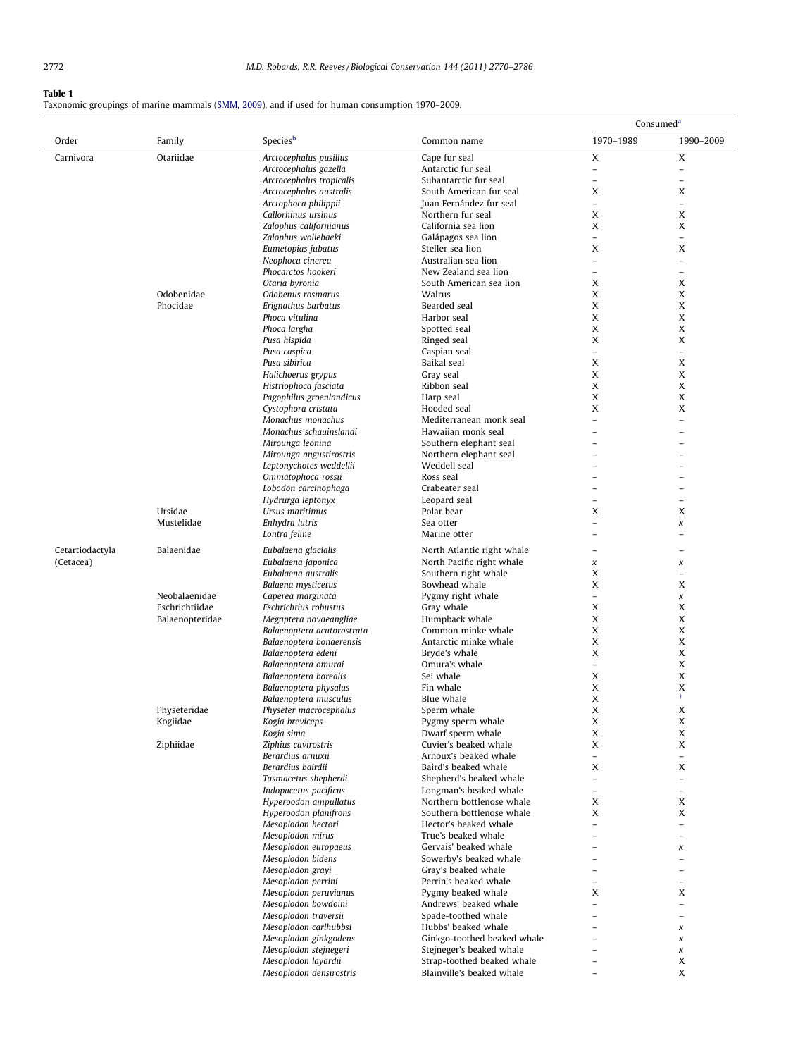**Table 1**
Taxonomic groupings of marine mammals (SMM, 2009), and if used for human consumption 1970–2009.

| Order | Family | Species[b] | Common name | Consumed[a] | |
|---|---|---|---|---|---|
| | | | | 1970–1989 | 1990–2009 |
| Carnivora | Otariidae | *Arctocephalus pusillus* | Cape fur seal | X | X |
| | | *Arctocephalus gazella* | Antarctic fur seal | – | – |
| | | *Arctocephalus tropicalis* | Subantarctic fur seal | – | – |
| | | *Arctocephalus australis* | South American fur seal | X | X |
| | | *Arctophoca philippii* | Juan Fernández fur seal | – | – |
| | | *Callorhinus ursinus* | Northern fur seal | X | X |
| | | *Zalophus californianus* | California sea lion | X | X |
| | | *Zalophus wollebaeki* | Galápagos sea lion | – | – |
| | | *Eumetopias jubatus* | Steller sea lion | X | X |
| | | *Neophoca cinerea* | Australian sea lion | – | – |
| | | *Phocarctos hookeri* | New Zealand sea lion | – | – |
| | | *Otaria byronia* | South American sea lion | X | X |
| | Odobenidae | *Odobenus rosmarus* | Walrus | X | X |
| | Phocidae | *Erignathus barbatus* | Bearded seal | X | X |
| | | *Phoca vitulina* | Harbor seal | X | X |
| | | *Phoca largha* | Spotted seal | X | X |
| | | *Pusa hispida* | Ringed seal | X | X |
| | | *Pusa caspica* | Caspian seal | – | – |
| | | *Pusa sibirica* | Baikal seal | X | X |
| | | *Halichoerus grypus* | Gray seal | X | X |
| | | *Histriophoca fasciata* | Ribbon seal | X | X |
| | | *Pagophilus groenlandicus* | Harp seal | X | X |
| | | *Cystophora cristata* | Hooded seal | X | X |
| | | *Monachus monachus* | Mediterranean monk seal | – | – |
| | | *Monachus schauinslandi* | Hawaiian monk seal | – | – |
| | | *Mirounga leonina* | Southern elephant seal | – | – |
| | | *Mirounga angustirostris* | Northern elephant seal | – | – |
| | | *Leptonychotes weddellii* | Weddell seal | – | – |
| | | *Ommatophoca rossii* | Ross seal | – | – |
| | | *Lobodon carcinophaga* | Crabeater seal | – | – |
| | | *Hydrurga leptonyx* | Leopard seal | – | – |
| | Ursidae | *Ursus maritimus* | Polar bear | X | X |
| | Mustelidae | *Enhydra lutris* | Sea otter | – | *x* |
| | | *Lontra feline* | Marine otter | – | – |
| Cetartiodactyla (Cetacea) | Balaenidae | *Eubalaena glacialis* | North Atlantic right whale | – | – |
| | | *Eubalaena japonica* | North Pacific right whale | *x* | *x* |
| | | *Eubalaena australis* | Southern right whale | X | – |
| | | *Balaena mysticetus* | Bowhead whale | X | X |
| | Neobalaenidae | *Caperea marginata* | Pygmy right whale | – | *x* |
| | Eschrichtiidae | *Eschrichtius robustus* | Gray whale | X | X |
| | Balaenopteridae | *Megaptera novaeangliae* | Humpback whale | X | X |
| | | *Balaenoptera acutorostrata* | Common minke whale | X | X |
| | | *Balaenoptera bonaerensis* | Antarctic minke whale | X | X |
| | | *Balaenoptera edeni* | Bryde's whale | X | X |
| | | *Balaenoptera omurai* | Omura's whale | – | X |
| | | *Balaenoptera borealis* | Sei whale | X | X |
| | | *Balaenoptera physalus* | Fin whale | X | X |
| | | *Balaenoptera musculus* | Blue whale | X | † |
| | Physeteridae | *Physeter macrocephalus* | Sperm whale | X | X |
| | Kogiidae | *Kogia breviceps* | Pygmy sperm whale | X | X |
| | | *Kogia sima* | Dwarf sperm whale | X | X |
| | Ziphiidae | *Ziphius cavirostris* | Cuvier's beaked whale | X | X |
| | | *Berardius arnuxii* | Arnoux's beaked whale | – | – |
| | | *Berardius bairdii* | Baird's beaked whale | X | X |
| | | *Tasmacetus shepherdi* | Shepherd's beaked whale | – | – |
| | | *Indopacetus pacificus* | Longman's beaked whale | – | – |
| | | *Hyperoodon ampullatus* | Northern bottlenose whale | X | X |
| | | *Hyperoodon planifrons* | Southern bottlenose whale | X | X |
| | | *Mesoplodon hectori* | Hector's beaked whale | – | – |
| | | *Mesoplodon mirus* | True's beaked whale | – | – |
| | | *Mesoplodon europaeus* | Gervais' beaked whale | – | *x* |
| | | *Mesoplodon bidens* | Sowerby's beaked whale | – | – |
| | | *Mesoplodon grayi* | Gray's beaked whale | – | – |
| | | *Mesoplodon perrini* | Perrin's beaked whale | – | – |
| | | *Mesoplodon peruvianus* | Pygmy beaked whale | X | X |
| | | *Mesoplodon bowdoini* | Andrews' beaked whale | – | – |
| | | *Mesoplodon traversii* | Spade-toothed whale | – | – |
| | | *Mesoplodon carlhubbsi* | Hubbs' beaked whale | – | *x* |
| | | *Mesoplodon ginkgodens* | Ginkgo-toothed beaked whale | – | *x* |
| | | *Mesoplodon stejnegeri* | Stejneger's beaked whale | – | *x* |
| | | *Mesoplodon layardii* | Strap-toothed beaked whale | – | X |
| | | *Mesoplodon densirostris* | Blainville's beaked whale | – | X |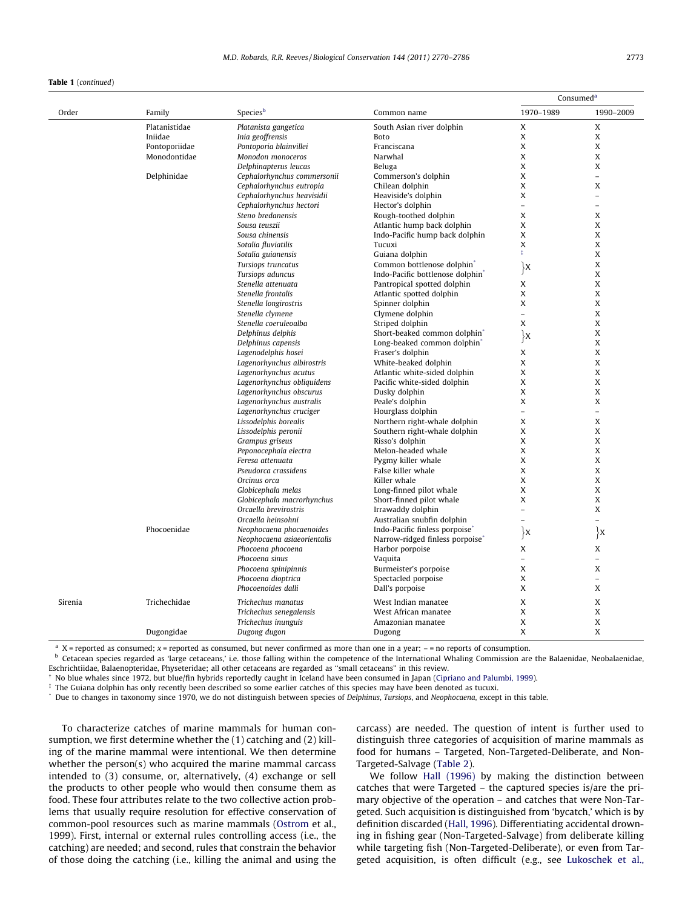**Table 1** (*continued*)

| Order | Family | Species[b] | Common name | Consumed[a] 1970–1989 | 1990–2009 |
|---|---|---|---|---|---|
| | Platanistidae | *Platanista gangetica* | South Asian river dolphin | X | X |
| | Iniidae | *Inia geoffrensis* | Boto | X | X |
| | Pontoporiidae | *Pontoporia blainvillei* | Franciscana | X | X |
| | Monodontidae | *Monodon monoceros* | Narwhal | X | X |
| | | *Delphinapterus leucas* | Beluga | X | X |
| | Delphinidae | *Cephalorhynchus commersonii* | Commerson's dolphin | X | – |
| | | *Cephalorhynchus eutropia* | Chilean dolphin | X | X |
| | | *Cephalorhynchus heavisidii* | Heaviside's dolphin | X | – |
| | | *Cephalorhynchus hectori* | Hector's dolphin | – | – |
| | | *Steno bredanensis* | Rough-toothed dolphin | X | X |
| | | *Sousa teuszii* | Atlantic hump back dolphin | X | X |
| | | *Sousa chinensis* | Indo-Pacific hump back dolphin | X | X |
| | | *Sotalia fluviatilis* | Tucuxi | X | X |
| | | *Sotalia guianensis* | Guiana dolphin | ‡ | X |
| | | *Tursiops truncatus* | Common bottlenose dolphin* | }X | X |
| | | *Tursiops aduncus* | Indo-Pacific bottlenose dolphin* | | X |
| | | *Stenella attenuata* | Pantropical spotted dolphin | X | X |
| | | *Stenella frontalis* | Atlantic spotted dolphin | X | X |
| | | *Stenella longirostris* | Spinner dolphin | X | X |
| | | *Stenella clymene* | Clymene dolphin | – | X |
| | | *Stenella coeruleoalba* | Striped dolphin | X | X |
| | | *Delphinus delphis* | Short-beaked common dolphin* | }X | X |
| | | *Delphinus capensis* | Long-beaked common dolphin* | | X |
| | | *Lagenodelphis hosei* | Fraser's dolphin | X | X |
| | | *Lagenorhynchus albirostris* | White-beaked dolphin | X | X |
| | | *Lagenorhynchus acutus* | Atlantic white-sided dolphin | X | X |
| | | *Lagenorhynchus obliquidens* | Pacific white-sided dolphin | X | X |
| | | *Lagenorhynchus obscurus* | Dusky dolphin | X | X |
| | | *Lagenorhynchus australis* | Peale's dolphin | X | X |
| | | *Lagenorhynchus cruciger* | Hourglass dolphin | – | – |
| | | *Lissodelphis borealis* | Northern right-whale dolphin | X | X |
| | | *Lissodelphis peronii* | Southern right-whale dolphin | X | X |
| | | *Grampus griseus* | Risso's dolphin | X | X |
| | | *Peponocephala electra* | Melon-headed whale | X | X |
| | | *Feresa attenuata* | Pygmy killer whale | X | X |
| | | *Pseudorca crassidens* | False killer whale | X | X |
| | | *Orcinus orca* | Killer whale | X | X |
| | | *Globicephala melas* | Long-finned pilot whale | X | X |
| | | *Globicephala macrorhynchus* | Short-finned pilot whale | X | X |
| | | *Orcaella brevirostris* | Irrawaddy dolphin | – | X |
| | | *Orcaella heinsohni* | Australian snubfin dolphin | – | – |
| | Phocoenidae | *Neophocaena phocaenoides* | Indo-Pacific finless porpoise* | }X | }X |
| | | *Neophocaena asiaeorientalis* | Narrow-ridged finless porpoise* | | |
| | | *Phocoena phocoena* | Harbor porpoise | X | X |
| | | *Phocoena sinus* | Vaquita | – | – |
| | | *Phocoena spinipinnis* | Burmeister's porpoise | X | X |
| | | *Phocoena dioptrica* | Spectacled porpoise | X | – |
| | | *Phocoenoides dalli* | Dall's porpoise | X | X |
| Sirenia | Trichechidae | *Trichechus manatus* | West Indian manatee | X | X |
| | | *Trichechus senegalensis* | West African manatee | X | X |
| | | *Trichechus inunguis* | Amazonian manatee | X | X |
| | Dugongidae | *Dugong dugon* | Dugong | X | X |

[a] X = reported as consumed; *x* = reported as consumed, but never confirmed as more than one in a year; – = no reports of consumption.

[b] Cetacean species regarded as 'large cetaceans,' i.e. those falling within the competence of the International Whaling Commission are the Balaenidae, Neobalaenidae, Eschrichtiidae, Balaenopteridae, Physeteridae; all other cetaceans are regarded as "small cetaceans" in this review.

† No blue whales since 1972, but blue/fin hybrids reportedly caught in Iceland have been consumed in Japan (Cipriano and Palumbi, 1999).

‡ The Guiana dolphin has only recently been described so some earlier catches of this species may have been denoted as tucuxi.

\* Due to changes in taxonomy since 1970, we do not distinguish between species of *Delphinus*, *Tursiops*, and *Neophocaena*, except in this table.

To characterize catches of marine mammals for human consumption, we first determine whether the (1) catching and (2) killing of the marine mammal were intentional. We then determine whether the person(s) who acquired the marine mammal carcass intended to (3) consume, or, alternatively, (4) exchange or sell the products to other people who would then consume them as food. These four attributes relate to the two collective action problems that usually require resolution for effective conservation of common-pool resources such as marine mammals (Ostrom et al., 1999). First, internal or external rules controlling access (i.e., the catching) are needed; and second, rules that constrain the behavior of those doing the catching (i.e., killing the animal and using the carcass) are needed. The question of intent is further used to distinguish three categories of acquisition of marine mammals as food for humans – Targeted, Non-Targeted-Deliberate, and Non-Targeted-Salvage (Table 2).

We follow Hall (1996) by making the distinction between catches that were Targeted – the captured species is/are the primary objective of the operation – and catches that were Non-Targeted. Such acquisition is distinguished from 'bycatch,' which is by definition discarded (Hall, 1996). Differentiating accidental drowning in fishing gear (Non-Targeted-Salvage) from deliberate killing while targeting fish (Non-Targeted-Deliberate), or even from Targeted acquisition, is often difficult (e.g., see Lukoschek et al.,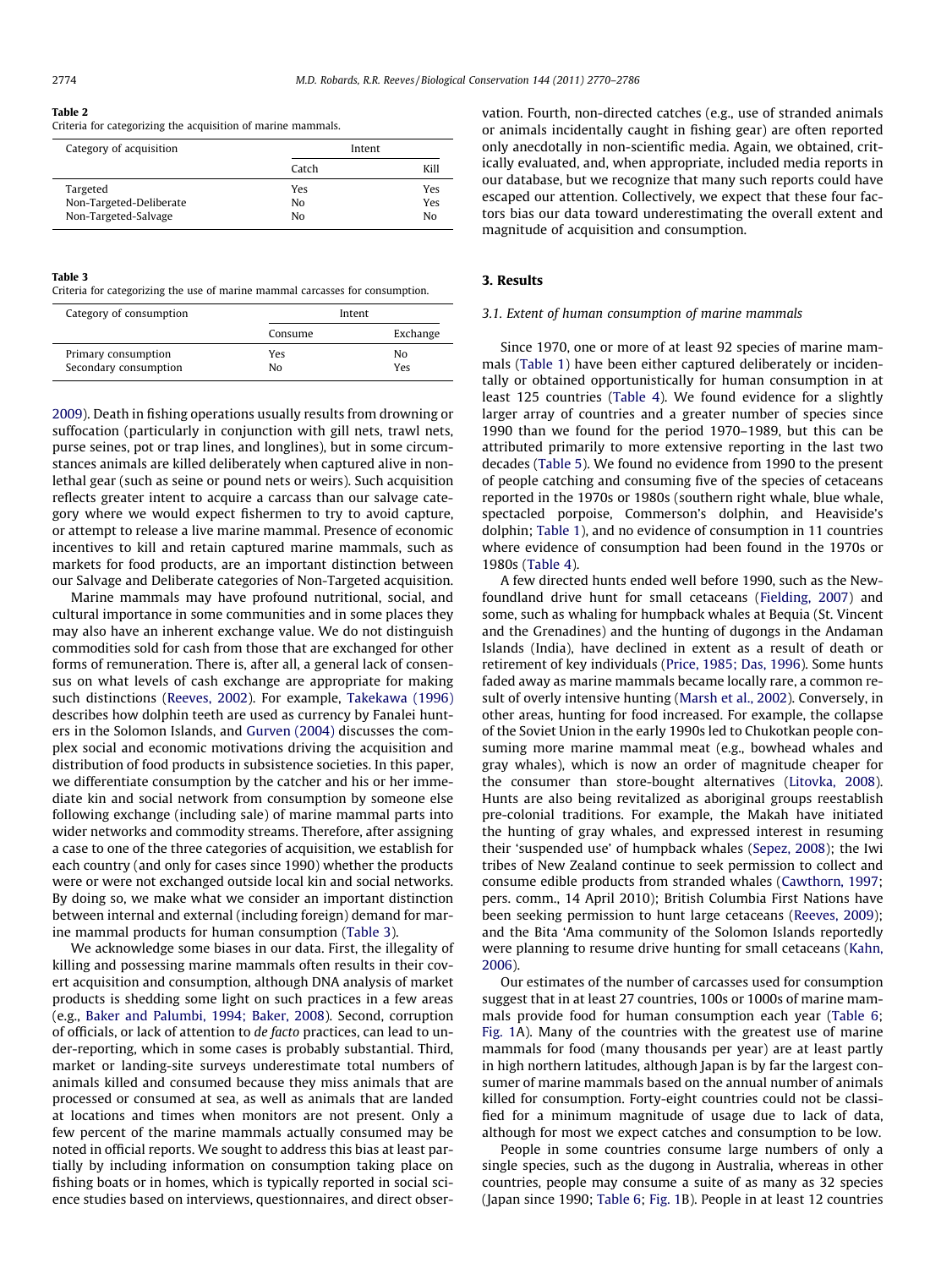**Table 2**
Criteria for categorizing the acquisition of marine mammals.

| Category of acquisition | Intent | |
|---|---|---|
| | Catch | Kill |
| Targeted | Yes | Yes |
| Non-Targeted-Deliberate | No | Yes |
| Non-Targeted-Salvage | No | No |

**Table 3**
Criteria for categorizing the use of marine mammal carcasses for consumption.

| Category of consumption | Intent | |
|---|---|---|
| | Consume | Exchange |
| Primary consumption | Yes | No |
| Secondary consumption | No | Yes |

2009). Death in fishing operations usually results from drowning or suffocation (particularly in conjunction with gill nets, trawl nets, purse seines, pot or trap lines, and longlines), but in some circumstances animals are killed deliberately when captured alive in non-lethal gear (such as seine or pound nets or weirs). Such acquisition reflects greater intent to acquire a carcass than our salvage category where we would expect fishermen to try to avoid capture, or attempt to release a live marine mammal. Presence of economic incentives to kill and retain captured marine mammals, such as markets for food products, are an important distinction between our Salvage and Deliberate categories of Non-Targeted acquisition.

Marine mammals may have profound nutritional, social, and cultural importance in some communities and in some places they may also have an inherent exchange value. We do not distinguish commodities sold for cash from those that are exchanged for other forms of remuneration. There is, after all, a general lack of consensus on what levels of cash exchange are appropriate for making such distinctions (Reeves, 2002). For example, Takekawa (1996) describes how dolphin teeth are used as currency by Fanalei hunters in the Solomon Islands, and Gurven (2004) discusses the complex social and economic motivations driving the acquisition and distribution of food products in subsistence societies. In this paper, we differentiate consumption by the catcher and his or her immediate kin and social network from consumption by someone else following exchange (including sale) of marine mammal parts into wider networks and commodity streams. Therefore, after assigning a case to one of the three categories of acquisition, we establish for each country (and only for cases since 1990) whether the products were or were not exchanged outside local kin and social networks. By doing so, we make what we consider an important distinction between internal and external (including foreign) demand for marine mammal products for human consumption (Table 3).

We acknowledge some biases in our data. First, the illegality of killing and possessing marine mammals often results in their covert acquisition and consumption, although DNA analysis of market products is shedding some light on such practices in a few areas (e.g., Baker and Palumbi, 1994; Baker, 2008). Second, corruption of officials, or lack of attention to *de facto* practices, can lead to under-reporting, which in some cases is probably substantial. Third, market or landing-site surveys underestimate total numbers of animals killed and consumed because they miss animals that are processed or consumed at sea, as well as animals that are landed at locations and times when monitors are not present. Only a few percent of the marine mammals actually consumed may be noted in official reports. We sought to address this bias at least partially by including information on consumption taking place on fishing boats or in homes, which is typically reported in social science studies based on interviews, questionnaires, and direct observation. Fourth, non-directed catches (e.g., use of stranded animals or animals incidentally caught in fishing gear) are often reported only anecdotally in non-scientific media. Again, we obtained, critically evaluated, and, when appropriate, included media reports in our database, but we recognize that many such reports could have escaped our attention. Collectively, we expect that these four factors bias our data toward underestimating the overall extent and magnitude of acquisition and consumption.

## 3. Results

### 3.1. Extent of human consumption of marine mammals

Since 1970, one or more of at least 92 species of marine mammals (Table 1) have been either captured deliberately or incidentally or obtained opportunistically for human consumption in at least 125 countries (Table 4). We found evidence for a slightly larger array of countries and a greater number of species since 1990 than we found for the period 1970–1989, but this can be attributed primarily to more extensive reporting in the last two decades (Table 5). We found no evidence from 1990 to the present of people catching and consuming five of the species of cetaceans reported in the 1970s or 1980s (southern right whale, blue whale, spectacled porpoise, Commerson's dolphin, and Heaviside's dolphin; Table 1), and no evidence of consumption in 11 countries where evidence of consumption had been found in the 1970s or 1980s (Table 4).

A few directed hunts ended well before 1990, such as the Newfoundland drive hunt for small cetaceans (Fielding, 2007) and some, such as whaling for humpback whales at Bequia (St. Vincent and the Grenadines) and the hunting of dugongs in the Andaman Islands (India), have declined in extent as a result of death or retirement of key individuals (Price, 1985; Das, 1996). Some hunts faded away as marine mammals became locally rare, a common result of overly intensive hunting (Marsh et al., 2002). Conversely, in other areas, hunting for food increased. For example, the collapse of the Soviet Union in the early 1990s led to Chukotkan people consuming more marine mammal meat (e.g., bowhead whales and gray whales), which is now an order of magnitude cheaper for the consumer than store-bought alternatives (Litovka, 2008). Hunts are also being revitalized as aboriginal groups reestablish pre-colonial traditions. For example, the Makah have initiated the hunting of gray whales, and expressed interest in resuming their 'suspended use' of humpback whales (Sepez, 2008); the Iwi tribes of New Zealand continue to seek permission to collect and consume edible products from stranded whales (Cawthorn, 1997; pers. comm., 14 April 2010); British Columbia First Nations have been seeking permission to hunt large cetaceans (Reeves, 2009); and the Bita 'Ama community of the Solomon Islands reportedly were planning to resume drive hunting for small cetaceans (Kahn, 2006).

Our estimates of the number of carcasses used for consumption suggest that in at least 27 countries, 100s or 1000s of marine mammals provide food for human consumption each year (Table 6; Fig. 1A). Many of the countries with the greatest use of marine mammals for food (many thousands per year) are at least partly in high northern latitudes, although Japan is by far the largest consumer of marine mammals based on the annual number of animals killed for consumption. Forty-eight countries could not be classified for a minimum magnitude of usage due to lack of data, although for most we expect catches and consumption to be low.

People in some countries consume large numbers of only a single species, such as the dugong in Australia, whereas in other countries, people may consume a suite of as many as 32 species (Japan since 1990; Table 6; Fig. 1B). People in at least 12 countries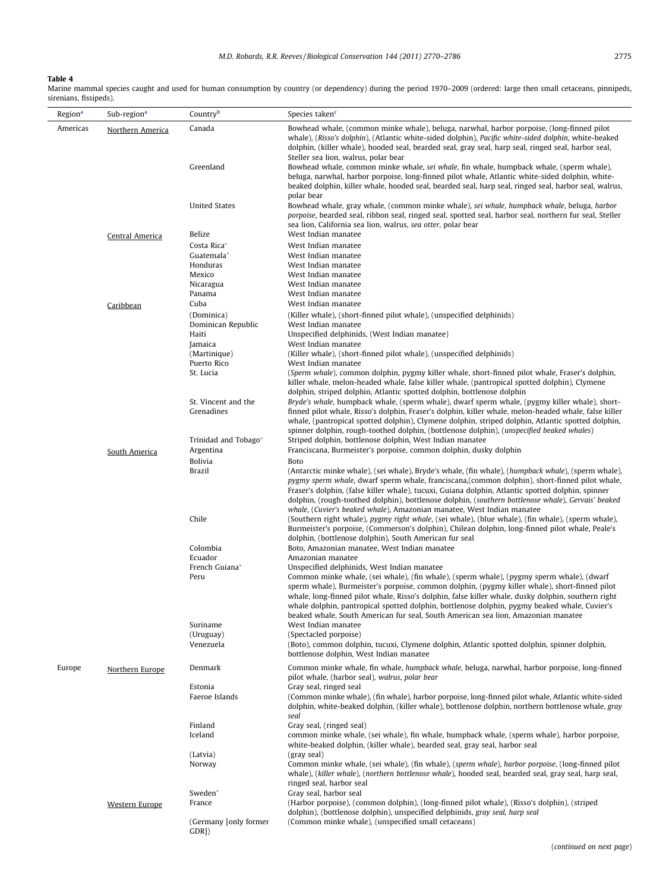**Table 4**
Marine mammal species caught and used for human consumption by country (or dependency) during the period 1970–2009 (ordered: large then small cetaceans, pinnipeds, sirenians, fissipeds).

| Region[a] | Sub-region[a] | Country[b] | Species taken[c] |
|---|---|---|---|
| Americas | Northern America | Canada | Bowhead whale, (common minke whale), beluga, narwhal, harbor porpoise, (long-finned pilot whale), (*Risso's dolphin*), (Atlantic white-sided dolphin), *Pacific white-sided dolphin*, white-beaked dolphin, (killer whale), hooded seal, bearded seal, gray seal, harp seal, ringed seal, harbor seal, Steller sea lion, walrus, polar bear |
| | | Greenland | Bowhead whale, common minke whale, *sei whale*, fin whale, humpback whale, (sperm whale), beluga, narwhal, harbor porpoise, long-finned pilot whale, Atlantic white-sided dolphin, white-beaked dolphin, killer whale, hooded seal, bearded seal, harp seal, ringed seal, harbor seal, walrus, polar bear |
| | | United States | Bowhead whale, gray whale, (common minke whale), *sei whale*, *humpback whale*, beluga, *harbor porpoise*, bearded seal, ribbon seal, ringed seal, spotted seal, harbor seal, northern fur seal, Steller sea lion, California sea lion, walrus, *sea otter*, polar bear |
| | Central America | Belize | West Indian manatee |
| | | Costa Rica* | West Indian manatee |
| | | Guatemala* | West Indian manatee |
| | | Honduras | West Indian manatee |
| | | Mexico | West Indian manatee |
| | | Nicaragua | West Indian manatee |
| | | Panama | West Indian manatee |
| | Caribbean | Cuba | West Indian manatee |
| | | (Dominica) | (Killer whale), (short-finned pilot whale), (unspecified delphinids) |
| | | Dominican Republic | West Indian manatee |
| | | Haiti | Unspecified delphinids, (West Indian manatee) |
| | | Jamaica | West Indian manatee |
| | | (Martinique) | (Killer whale), (short-finned pilot whale), (unspecified delphinids) |
| | | Puerto Rico | West Indian manatee |
| | | St. Lucia | (*Sperm whale*), common dolphin, pygmy killer whale, short-finned pilot whale, Fraser's dolphin, killer whale, melon-headed whale, false killer whale, (pantropical spotted dolphin), Clymene dolphin, striped dolphin, Atlantic spotted dolphin, bottlenose dolphin |
| | | St. Vincent and the Grenadines | *Bryde's whale*, humpback whale, (sperm whale), dwarf sperm whale, (pygmy killer whale), short-finned pilot whale, Risso's dolphin, Fraser's dolphin, killer whale, melon-headed whale, false killer whale, (pantropical spotted dolphin), Clymene dolphin, striped dolphin, Atlantic spotted dolphin, spinner dolphin, rough-toothed dolphin, (bottlenose dolphin), (*unspecified beaked whales*) |
| | | Trinidad and Tobago* | Striped dolphin, bottlenose dolphin, West Indian manatee |
| | South America | Argentina | Franciscana, Burmeister's porpoise, common dolphin, dusky dolphin |
| | | Bolivia | Boto |
| | | Brazil | (Antarctic minke whale), (sei whale), Bryde's whale, (fin whale), (*humpback whale*), (sperm whale), *pygmy sperm whale*, dwarf sperm whale, franciscana,(common dolphin), short-finned pilot whale, Fraser's dolphin, (false killer whale), tucuxi, Guiana dolphin, Atlantic spotted dolphin, spinner dolphin, (rough-toothed dolphin), bottlenose dolphin, (*southern bottlenose whale*), *Gervais' beaked whale*, (*Cuvier's beaked whale*), Amazonian manatee, West Indian manatee |
| | | Chile | (Southern right whale), *pygmy right whale*, (sei whale), (blue whale), (fin whale), (sperm whale), Burmeister's porpoise, (Commerson's dolphin), Chilean dolphin, long-finned pilot whale, Peale's dolphin, (bottlenose dolphin), South American fur seal |
| | | Colombia | Boto, Amazonian manatee, West Indian manatee |
| | | Ecuador | Amazonian manatee |
| | | French Guiana* | Unspecified delphinids, West Indian manatee |
| | | Peru | Common minke whale, (sei whale), (fin whale), (sperm whale), (pygmy sperm whale), (dwarf sperm whale), Burmeister's porpoise, common dolphin, (pygmy killer whale), short-finned pilot whale, long-finned pilot whale, Risso's dolphin, false killer whale, dusky dolphin, southern right whale dolphin, pantropical spotted dolphin, bottlenose dolphin, pygmy beaked whale, Cuvier's beaked whale, South American fur seal, South American sea lion, Amazonian manatee |
| | | Suriname | West Indian manatee |
| | | (Uruguay) | (Spectacled porpoise) |
| | | Venezuela | (Boto), common dolphin, tucuxi, Clymene dolphin, Atlantic spotted dolphin, spinner dolphin, bottlenose dolphin, West Indian manatee |
| Europe | Northern Europe | Denmark | Common minke whale, fin whale, *humpback whale*, beluga, narwhal, harbor porpoise, long-finned pilot whale, (harbor seal), *walrus*, *polar bear* |
| | | Estonia | Gray seal, ringed seal |
| | | Faeroe Islands | (Common minke whale), (fin whale), harbor porpoise, long-finned pilot whale, Atlantic white-sided dolphin, white-beaked dolphin, (killer whale), bottlenose dolphin, northern bottlenose whale, *gray seal* |
| | | Finland | Gray seal, (ringed seal) |
| | | Iceland | common minke whale, (sei whale), fin whale, humpback whale, (sperm whale), harbor porpoise, white-beaked dolphin, (killer whale), bearded seal, gray seal, harbor seal |
| | | (Latvia) | (gray seal) |
| | | Norway | Common minke whale, (sei whale), (fin whale), (*sperm whale*), *harbor porpoise*, (long-finned pilot whale), (*killer whale*), (*northern bottlenose whale*), hooded seal, bearded seal, gray seal, harp seal, ringed seal, harbor seal |
| | | Sweden* | Gray seal, harbor seal |
| | Western Europe | France | (Harbor porpoise), (common dolphin), (long-finned pilot whale), (Risso's dolphin), (striped dolphin), (bottlenose dolphin), unspecified delphinids, *gray seal*, *harp seal* |
| | | (Germany [only former GDR]) | (Common minke whale), (unspecified small cetaceans) |

(*continued on next page*)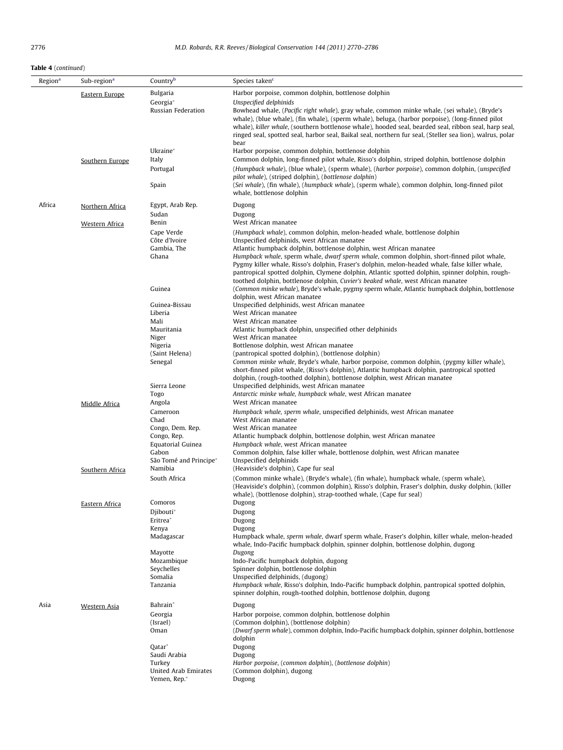**Table 4** (*continued*)

| Region[a] | Sub-region[a] | Country[b] | Species taken[c] |
|---|---|---|---|
| | Eastern Europe | Bulgaria | Harbor porpoise, common dolphin, bottlenose dolphin |
| | | Georgia* | *Unspecified delphinids* |
| | | Russian Federation | Bowhead whale, (*Pacific right whale*), gray whale, common minke whale, (sei whale), (Bryde's whale), (blue whale), (fin whale), (sperm whale), beluga, (harbor porpoise), (long-finned pilot whale), *killer whale*, (southern bottlenose whale), hooded seal, bearded seal, ribbon seal, harp seal, ringed seal, spotted seal, harbor seal, Baikal seal, northern fur seal, (Steller sea lion), walrus, polar bear |
| | | Ukraine* | Harbor porpoise, common dolphin, bottlenose dolphin |
| | Southern Europe | Italy | Common dolphin, long-finned pilot whale, Risso's dolphin, striped dolphin, bottlenose dolphin |
| | | Portugal | (*Humpback whale*), (blue whale), (sperm whale), (*harbor porpoise*), common dolphin, (*unspecified pilot whale*), (striped dolphin), (*bottlenose dolphin*) |
| | | Spain | (*Sei whale*), (fin whale), (*humpback whale*), (sperm whale), common dolphin, long-finned pilot whale, bottlenose dolphin |
| Africa | Northern Africa | Egypt, Arab Rep. | Dugong |
| | | Sudan | Dugong |
| | Western Africa | Benin | West African manatee |
| | | Cape Verde | (*Humpback whale*), common dolphin, melon-headed whale, bottlenose dolphin |
| | | Côte d'Ivoire | Unspecified delphinids, west African manatee |
| | | Gambia, The | Atlantic humpback dolphin, bottlenose dolphin, west African manatee |
| | | Ghana | *Humpback whale*, sperm whale, *dwarf sperm whale*, common dolphin, short-finned pilot whale, Pygmy killer whale, Risso's dolphin, Fraser's dolphin, melon-headed whale, false killer whale, pantropical spotted dolphin, Clymene dolphin, Atlantic spotted dolphin, spinner dolphin, rough-toothed dolphin, bottlenose dolphin, *Cuvier's beaked whale*, west African manatee |
| | | Guinea | (*Common minke whale*), Bryde's whale, pygmy sperm whale, Atlantic humpback dolphin, bottlenose dolphin, west African manatee |
| | | Guinea-Bissau | Unspecified delphinids, west African manatee |
| | | Liberia | West African manatee |
| | | Mali | West African manatee |
| | | Mauritania | Atlantic humpback dolphin, unspecified other delphinids |
| | | Niger | West African manatee |
| | | Nigeria | Bottlenose dolphin, west African manatee |
| | | (Saint Helena) | (pantropical spotted dolphin), (bottlenose dolphin) |
| | | Senegal | *Common minke whale*, Bryde's whale, harbor porpoise, common dolphin, (pygmy killer whale), short-finned pilot whale, (Risso's dolphin), Atlantic humpback dolphin, pantropical spotted dolphin, (rough-toothed dolphin), bottlenose dolphin, west African manatee |
| | | Sierra Leone | Unspecified delphinids, west African manatee |
| | | Togo | *Antarctic minke whale, humpback whale*, west African manatee |
| | Middle Africa | Angola | West African manatee |
| | | Cameroon | *Humpback whale, sperm whale*, unspecified delphinids, west African manatee |
| | | Chad | West African manatee |
| | | Congo, Dem. Rep. | West African manatee |
| | | Congo, Rep. | Atlantic humpback dolphin, bottlenose dolphin, west African manatee |
| | | Equatorial Guinea | *Humpback whale*, west African manatee |
| | | Gabon | Common dolphin, false killer whale, bottlenose dolphin, west African manatee |
| | | São Tomé and Principe* | Unspecified delphinids |
| | Southern Africa | Namibia | (Heaviside's dolphin), Cape fur seal |
| | | South Africa | (Common minke whale), (Bryde's whale), (fin whale), humpback whale, (sperm whale), (Heaviside's dolphin), (common dolphin), Risso's dolphin, Fraser's dolphin, dusky dolphin, (killer whale), (bottlenose dolphin), strap-toothed whale, (Cape fur seal) |
| | Eastern Africa | Comoros | Dugong |
| | | Djibouti* | Dugong |
| | | Eritrea* | Dugong |
| | | Kenya | Dugong |
| | | Madagascar | Humpback whale, *sperm whale*, dwarf sperm whale, Fraser's dolphin, killer whale, melon-headed whale, Indo-Pacific humpback dolphin, spinner dolphin, bottlenose dolphin, dugong |
| | | Mayotte | *Dugong* |
| | | Mozambique | Indo-Pacific humpback dolphin, dugong |
| | | Seychelles | Spinner dolphin, bottlenose dolphin |
| | | Somalia | Unspecified delphinids, (dugong) |
| | | Tanzania | *Humpback whale*, Risso's dolphin, Indo-Pacific humpback dolphin, pantropical spotted dolphin, spinner dolphin, rough-toothed dolphin, bottlenose dolphin, dugong |
| Asia | Western Asia | Bahrain* | Dugong |
| | | Georgia | Harbor porpoise, common dolphin, bottlenose dolphin |
| | | (Israel) | (Common dolphin), (bottlenose dolphin) |
| | | Oman | (*Dwarf sperm whale*), common dolphin, Indo-Pacific humpback dolphin, spinner dolphin, bottlenose dolphin |
| | | Qatar* | Dugong |
| | | Saudi Arabia | Dugong |
| | | Turkey | *Harbor porpoise*, (*common dolphin*), (*bottlenose dolphin*) |
| | | United Arab Emirates | (Common dolphin), dugong |
| | | Yemen, Rep.* | Dugong |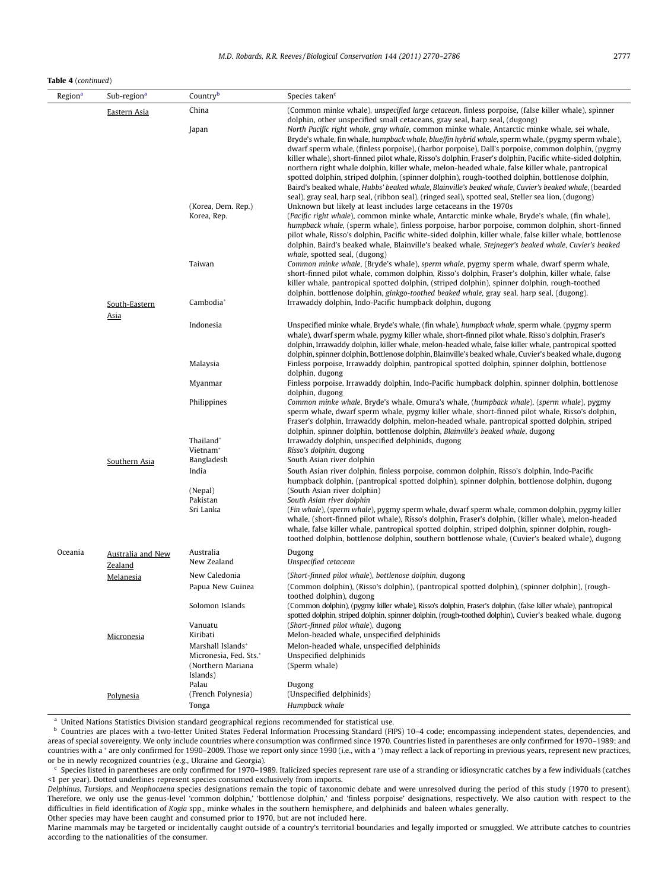**Table 4** (*continued*)

| Region[a] | Sub-region[a] | Country[b] | Species taken[c] |
|---|---|---|---|
| | Eastern Asia | China | (Common minke whale), *unspecified large cetacean*, finless porpoise, (false killer whale), spinner dolphin, other unspecified small cetaceans, gray seal, harp seal, (dugong) |
| | | Japan | *North Pacific right whale*, *gray whale*, common minke whale, Antarctic minke whale, sei whale, Bryde's whale, fin whale, *humpback whale*, *blue/fin hybrid whale*, sperm whale, (pygmy sperm whale), dwarf sperm whale, (finless porpoise), (harbor porpoise), Dall's porpoise, common dolphin, (pygmy killer whale), short-finned pilot whale, Risso's dolphin, Fraser's dolphin, Pacific white-sided dolphin, northern right whale dolphin, killer whale, melon-headed whale, false killer whale, pantropical spotted dolphin, striped dolphin, (spinner dolphin), rough-toothed dolphin, bottlenose dolphin, Baird's beaked whale, *Hubbs' beaked whale*, *Blainville's beaked whale*, *Cuvier's beaked whale*, (bearded seal), gray seal, harp seal, (ribbon seal), (ringed seal), spotted seal, Steller sea lion, (dugong) |
| | | (Korea, Dem. Rep.) | Unknown but likely at least includes large cetaceans in the 1970s |
| | | Korea, Rep. | (*Pacific right whale*), common minke whale, Antarctic minke whale, Bryde's whale, (fin whale), *humpback whale*, (sperm whale), finless porpoise, harbor porpoise, common dolphin, short-finned pilot whale, Risso's dolphin, Pacific white-sided dolphin, killer whale, false killer whale, bottlenose dolphin, Baird's beaked whale, Blainville's beaked whale, *Stejneger's beaked whale*, *Cuvier's beaked whale*, spotted seal, (dugong) |
| | | Taiwan | *Common minke whale*, (Bryde's whale), *sperm whale*, pygmy sperm whale, dwarf sperm whale, short-finned pilot whale, common dolphin, Risso's dolphin, Fraser's dolphin, killer whale, false killer whale, pantropical spotted dolphin, (striped dolphin), spinner dolphin, rough-toothed dolphin, bottlenose dolphin, *ginkgo-toothed beaked whale*, gray seal, harp seal, (dugong). |
| | South-Eastern Asia | Cambodia* | Irrawaddy dolphin, Indo-Pacific humpback dolphin, dugong |
| | | Indonesia | Unspecified minke whale, Bryde's whale, (fin whale), *humpback whale*, sperm whale, (pygmy sperm whale), dwarf sperm whale, pygmy killer whale, short-finned pilot whale, Risso's dolphin, Fraser's dolphin, Irrawaddy dolphin, killer whale, melon-headed whale, false killer whale, pantropical spotted dolphin, spinner dolphin, Bottlenose dolphin, Blainville's beaked whale, Cuvier's beaked whale, dugong |
| | | Malaysia | Finless porpoise, Irrawaddy dolphin, pantropical spotted dolphin, spinner dolphin, bottlenose dolphin, dugong |
| | | Myanmar | Finless porpoise, Irrawaddy dolphin, Indo-Pacific humpback dolphin, spinner dolphin, bottlenose dolphin, dugong |
| | | Philippines | *Common minke whale*, Bryde's whale, Omura's whale, (*humpback whale*), (*sperm whale*), pygmy sperm whale, dwarf sperm whale, pygmy killer whale, short-finned pilot whale, Risso's dolphin, Fraser's dolphin, Irrawaddy dolphin, melon-headed whale, pantropical spotted dolphin, striped dolphin, spinner dolphin, bottlenose dolphin, *Blainville's beaked whale*, dugong |
| | | Thailand* | Irrawaddy dolphin, unspecified delphinids, dugong |
| | | Vietnam* | *Risso's dolphin*, dugong |
| | Southern Asia | Bangladesh | South Asian river dolphin |
| | | India | South Asian river dolphin, finless porpoise, common dolphin, Risso's dolphin, Indo-Pacific humpback dolphin, (pantropical spotted dolphin), spinner dolphin, bottlenose dolphin, dugong |
| | | (Nepal) | (South Asian river dolphin) |
| | | Pakistan | *South Asian river dolphin* |
| | | Sri Lanka | (*Fin whale*), (*sperm whale*), pygmy sperm whale, dwarf sperm whale, common dolphin, pygmy killer whale, (short-finned pilot whale), Risso's dolphin, Fraser's dolphin, (killer whale), melon-headed whale, false killer whale, pantropical spotted dolphin, striped dolphin, spinner dolphin, rough-toothed dolphin, bottlenose dolphin, southern bottlenose whale, (Cuvier's beaked whale), dugong |
| Oceania | Australia and New Zealand | Australia | Dugong |
| | | New Zealand | *Unspecified cetacean* |
| | Melanesia | New Caledonia | (*Short-finned pilot whale*), *bottlenose dolphin*, dugong |
| | | Papua New Guinea | (Common dolphin), (Risso's dolphin), (pantropical spotted dolphin), (spinner dolphin), (rough-toothed dolphin), dugong |
| | | Solomon Islands | (Common dolphin), (pygmy killer whale), Risso's dolphin, Fraser's dolphin, (false killer whale), pantropical spotted dolphin, striped dolphin, spinner dolphin, (rough-toothed dolphin), Cuvier's beaked whale, dugong |
| | | Vanuatu | (*Short-finned pilot whale*), dugong |
| | Micronesia | Kiribati | Melon-headed whale, unspecified delphinids |
| | | Marshall Islands* | Melon-headed whale, unspecified delphinids |
| | | Micronesia, Fed. Sts.* | Unspecified delphinids |
| | | (Northern Mariana Islands) | (Sperm whale) |
| | | Palau | Dugong |
| | Polynesia | (French Polynesia) | (Unspecified delphinids) |
| | | Tonga | *Humpback whale* |

[a] United Nations Statistics Division standard geographical regions recommended for statistical use.

[b] Countries are places with a two-letter United States Federal Information Processing Standard (FIPS) 10–4 code; encompassing independent states, dependencies, and areas of special sovereignty. We only include countries where consumption was confirmed since 1970. Countries listed in parentheses are only confirmed for 1970–1989; and countries with a * are only confirmed for 1990–2009. Those we report only since 1990 (i.e., with a *) may reflect a lack of reporting in previous years, represent new practices, or be in newly recognized countries (e.g., Ukraine and Georgia).

[c] Species listed in parentheses are only confirmed for 1970–1989. Italicized species represent rare use of a stranding or idiosyncratic catches by a few individuals (catches <1 per year). Dotted underlines represent species consumed exclusively from imports.

*Delphinus*, *Tursiops*, and *Neophocaena* species designations remain the topic of taxonomic debate and were unresolved during the period of this study (1970 to present). Therefore, we only use the genus-level 'common dolphin,' 'bottlenose dolphin,' and 'finless porpoise' designations, respectively. We also caution with respect to the difficulties in field identification of *Kogia* spp., minke whales in the southern hemisphere, and delphinids and baleen whales generally.

Other species may have been caught and consumed prior to 1970, but are not included here.

Marine mammals may be targeted or incidentally caught outside of a country's territorial boundaries and legally imported or smuggled. We attribute catches to countries according to the nationalities of the consumer.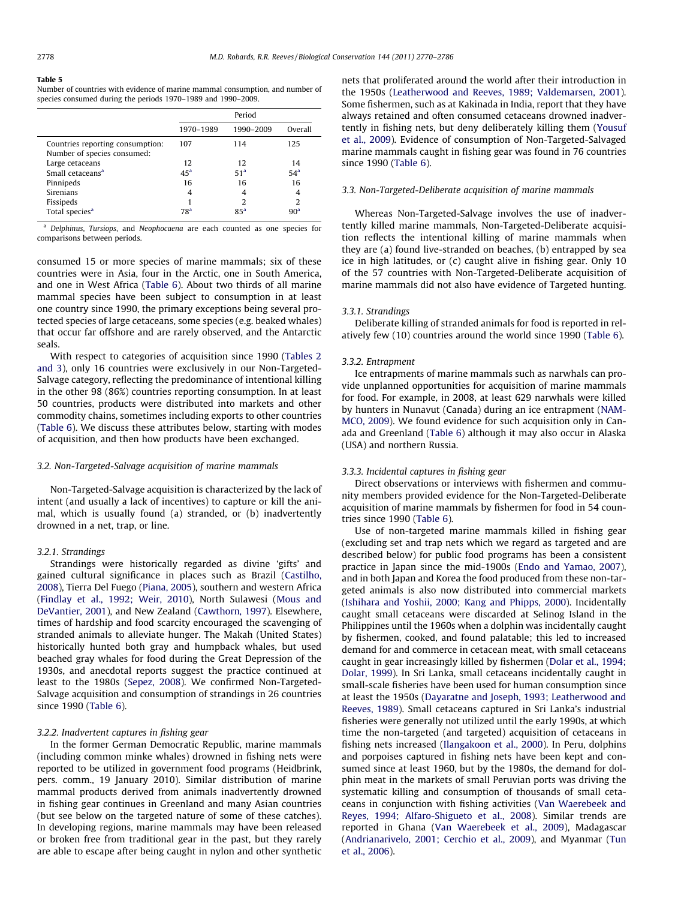**Table 5**
Number of countries with evidence of marine mammal consumption, and number of species consumed during the periods 1970–1989 and 1990–2009.

| | Period | | |
|---|---|---|---|
| | 1970–1989 | 1990–2009 | Overall |
| Countries reporting consumption: | 107 | 114 | 125 |
| Number of species consumed: | | | |
| Large cetaceans | 12 | 12 | 14 |
| Small cetaceans[a] | 45[a] | 51[a] | 54[a] |
| Pinnipeds | 16 | 16 | 16 |
| Sirenians | 4 | 4 | 4 |
| Fissipeds | 1 | 2 | 2 |
| Total species[a] | 78[a] | 85[a] | 90[a] |

[a] *Delphinus*, *Tursiops*, and *Neophocaena* are each counted as one species for comparisons between periods.

consumed 15 or more species of marine mammals; six of these countries were in Asia, four in the Arctic, one in South America, and one in West Africa (Table 6). About two thirds of all marine mammal species have been subject to consumption in at least one country since 1990, the primary exceptions being several protected species of large cetaceans, some species (e.g. beaked whales) that occur far offshore and are rarely observed, and the Antarctic seals.

With respect to categories of acquisition since 1990 (Tables 2 and 3), only 16 countries were exclusively in our Non-Targeted-Salvage category, reflecting the predominance of intentional killing in the other 98 (86%) countries reporting consumption. In at least 50 countries, products were distributed into markets and other commodity chains, sometimes including exports to other countries (Table 6). We discuss these attributes below, starting with modes of acquisition, and then how products have been exchanged.

### 3.2. Non-Targeted-Salvage acquisition of marine mammals

Non-Targeted-Salvage acquisition is characterized by the lack of intent (and usually a lack of incentives) to capture or kill the animal, which is usually found (a) stranded, or (b) inadvertently drowned in a net, trap, or line.

#### 3.2.1. Strandings

Strandings were historically regarded as divine 'gifts' and gained cultural significance in places such as Brazil (Castilho, 2008), Tierra Del Fuego (Piana, 2005), southern and western Africa (Findlay et al., 1992; Weir, 2010), North Sulawesi (Mous and DeVantier, 2001), and New Zealand (Cawthorn, 1997). Elsewhere, times of hardship and food scarcity encouraged the scavenging of stranded animals to alleviate hunger. The Makah (United States) historically hunted both gray and humpback whales, but used beached gray whales for food during the Great Depression of the 1930s, and anecdotal reports suggest the practice continued at least to the 1980s (Sepez, 2008). We confirmed Non-Targeted-Salvage acquisition and consumption of strandings in 26 countries since 1990 (Table 6).

#### 3.2.2. Inadvertent captures in fishing gear

In the former German Democratic Republic, marine mammals (including common minke whales) drowned in fishing nets were reported to be utilized in government food programs (Heidbrink, pers. comm., 19 January 2010). Similar distribution of marine mammal products derived from animals inadvertently drowned in fishing gear continues in Greenland and many Asian countries (but see below on the targeted nature of some of these catches). In developing regions, marine mammals may have been released or broken free from traditional gear in the past, but they rarely are able to escape after being caught in nylon and other synthetic nets that proliferated around the world after their introduction in the 1950s (Leatherwood and Reeves, 1989; Valdemarsen, 2001). Some fishermen, such as at Kakinada in India, report that they have always retained and often consumed cetaceans drowned inadvertently in fishing nets, but deny deliberately killing them (Yousuf et al., 2009). Evidence of consumption of Non-Targeted-Salvaged marine mammals caught in fishing gear was found in 76 countries since 1990 (Table 6).

### 3.3. Non-Targeted-Deliberate acquisition of marine mammals

Whereas Non-Targeted-Salvage involves the use of inadvertently killed marine mammals, Non-Targeted-Deliberate acquisition reflects the intentional killing of marine mammals when they are (a) found live-stranded on beaches, (b) entrapped by sea ice in high latitudes, or (c) caught alive in fishing gear. Only 10 of the 57 countries with Non-Targeted-Deliberate acquisition of marine mammals did not also have evidence of Targeted hunting.

#### 3.3.1. Strandings

Deliberate killing of stranded animals for food is reported in relatively few (10) countries around the world since 1990 (Table 6).

#### 3.3.2. Entrapment

Ice entrapments of marine mammals such as narwhals can provide unplanned opportunities for acquisition of marine mammals for food. For example, in 2008, at least 629 narwhals were killed by hunters in Nunavut (Canada) during an ice entrapment (NAMMCO, 2009). We found evidence for such acquisition only in Canada and Greenland (Table 6) although it may also occur in Alaska (USA) and northern Russia.

#### 3.3.3. Incidental captures in fishing gear

Direct observations or interviews with fishermen and community members provided evidence for the Non-Targeted-Deliberate acquisition of marine mammals by fishermen for food in 54 countries since 1990 (Table 6).

Use of non-targeted marine mammals killed in fishing gear (excluding set and trap nets which we regard as targeted and are described below) for public food programs has been a consistent practice in Japan since the mid-1900s (Endo and Yamao, 2007), and in both Japan and Korea the food produced from these non-targeted animals is also now distributed into commercial markets (Ishihara and Yoshii, 2000; Kang and Phipps, 2000). Incidentally caught small cetaceans were discarded at Selinog Island in the Philippines until the 1960s when a dolphin was incidentally caught by fishermen, cooked, and found palatable; this led to increased demand for and commerce in cetacean meat, with small cetaceans caught in gear increasingly killed by fishermen (Dolar et al., 1994; Dolar, 1999). In Sri Lanka, small cetaceans incidentally caught in small-scale fisheries have been used for human consumption since at least the 1950s (Dayaratne and Joseph, 1993; Leatherwood and Reeves, 1989). Small cetaceans captured in Sri Lanka's industrial fisheries were generally not utilized until the early 1990s, at which time the non-targeted (and targeted) acquisition of cetaceans in fishing nets increased (Ilangakoon et al., 2000). In Peru, dolphins and porpoises captured in fishing nets have been kept and consumed since at least 1960, but by the 1980s, the demand for dolphin meat in the markets of small Peruvian ports was driving the systematic killing and consumption of thousands of small cetaceans in conjunction with fishing activities (Van Waerebeek and Reyes, 1994; Alfaro-Shigueto et al., 2008). Similar trends are reported in Ghana (Van Waerebeek et al., 2009), Madagascar (Andrianarivelo, 2001; Cerchio et al., 2009), and Myanmar (Tun et al., 2006).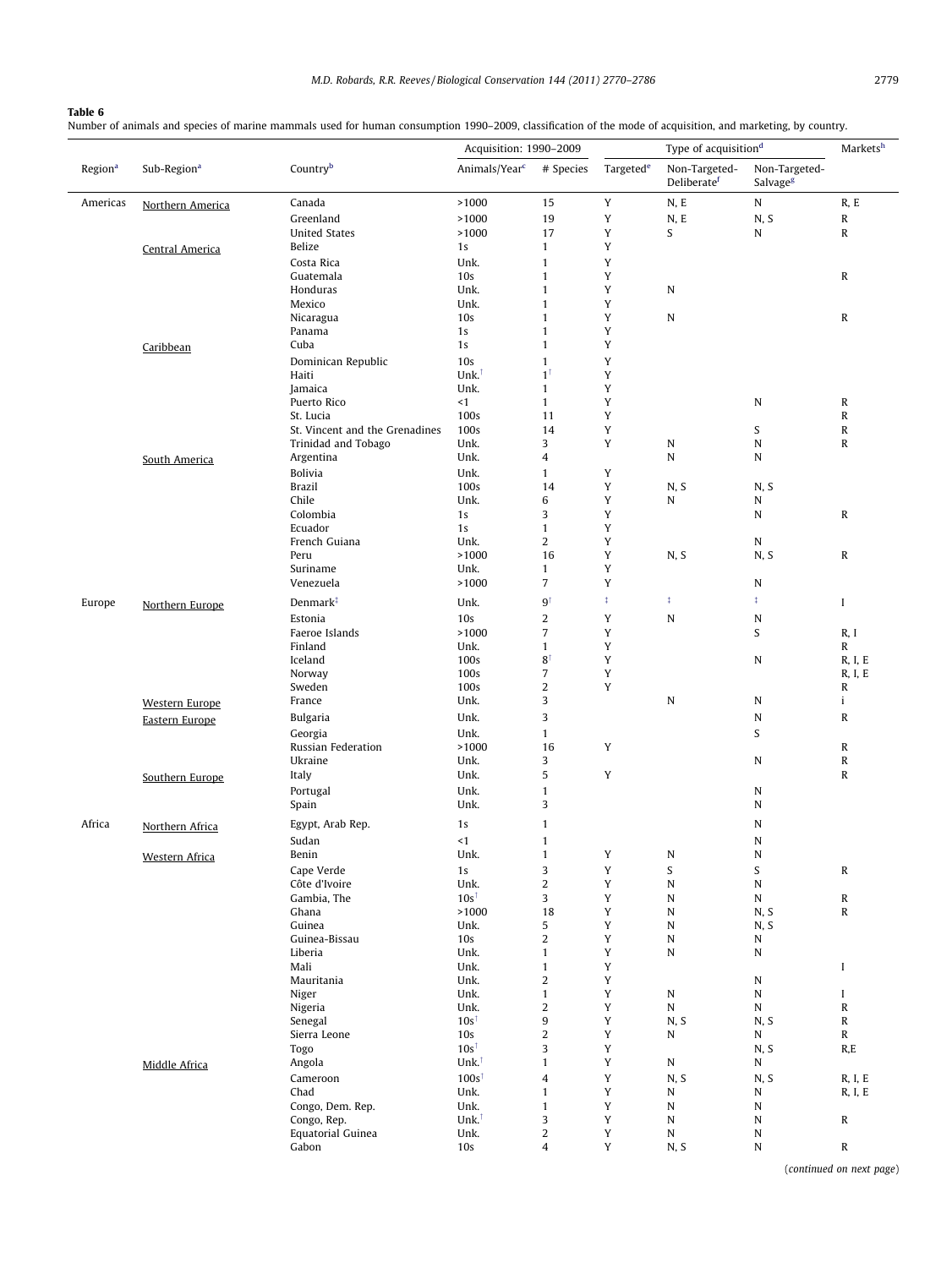**Table 6**
Number of animals and species of marine mammals used for human consumption 1990–2009, classification of the mode of acquisition, and marketing, by country.

| Region[a] | Sub-Region[a] | Country[b] | Acquisition: 1990–2009 | | Type of acquisition[d] | | | Markets[h] |
|---|---|---|---|---|---|---|---|---|
| | | | Animals/Year[c] | # Species | Targeted[e] | Non-Targeted-Deliberate[f] | Non-Targeted-Salvage[g] | |
| Americas | Northern America | Canada | >1000 | 15 | Y | N, E | N | R, E |
| | | Greenland | >1000 | 19 | Y | N, E | N, S | R |
| | | United States | >1000 | 17 | Y | S | N | R |
| | Central America | Belize | 1s | 1 | Y | | | |
| | | Costa Rica | Unk. | 1 | Y | | | |
| | | Guatemala | 10s | 1 | Y | | | R |
| | | Honduras | Unk. | 1 | Y | N | | |
| | | Mexico | Unk. | 1 | Y | | | |
| | | Nicaragua | 10s | 1 | Y | N | | R |
| | | Panama | 1s | 1 | Y | | | |
| | Caribbean | Cuba | 1s | 1 | Y | | | |
| | | Dominican Republic | 10s | 1 | Y | | | |
| | | Haiti | Unk.[†] | 1[†] | Y | | | |
| | | Jamaica | Unk. | 1 | Y | | | |
| | | Puerto Rico | <1 | 1 | Y | | N | R |
| | | St. Lucia | 100s | 11 | Y | | | R |
| | | St. Vincent and the Grenadines | 100s | 14 | Y | | S | R |
| | | Trinidad and Tobago | Unk. | 3 | Y | N | N | R |
| | South America | Argentina | Unk. | 4 | | N | N | |
| | | Bolivia | Unk. | 1 | Y | | | |
| | | Brazil | 100s | 14 | Y | N, S | N, S | |
| | | Chile | Unk. | 6 | Y | N | N | |
| | | Colombia | 1s | 3 | Y | | N | R |
| | | Ecuador | 1s | 1 | Y | | | |
| | | French Guiana | Unk. | 2 | Y | | N | |
| | | Peru | >1000 | 16 | Y | N, S | N, S | R |
| | | Suriname | Unk. | 1 | Y | | | |
| | | Venezuela | >1000 | 7 | Y | | N | |
| Europe | Northern Europe | Denmark[‡] | Unk. | 9[†] | ‡ | ‡ | ‡ | I |
| | | Estonia | 10s | 2 | Y | N | N | |
| | | Faeroe Islands | >1000 | 7 | Y | | S | R, I |
| | | Finland | Unk. | 1 | Y | | | R |
| | | Iceland | 100s | 8[†] | Y | | N | R, I, E |
| | | Norway | 100s | 7 | Y | | | R, I, E |
| | | Sweden | 100s | 2 | Y | | | R |
| | Western Europe | France | Unk. | 3 | | N | N | i |
| | Eastern Europe | Bulgaria | Unk. | 3 | | | N | R |
| | | Georgia | Unk. | 1 | | | S | |
| | | Russian Federation | >1000 | 16 | Y | | | R |
| | | Ukraine | Unk. | 3 | | | N | R |
| | Southern Europe | Italy | Unk. | 5 | Y | | | R |
| | | Portugal | Unk. | 1 | | | N | |
| | | Spain | Unk. | 3 | | | N | |
| Africa | Northern Africa | Egypt, Arab Rep. | 1s | 1 | | | N | |
| | | Sudan | <1 | 1 | | | N | |
| | Western Africa | Benin | Unk. | 1 | Y | N | N | |
| | | Cape Verde | 1s | 3 | Y | S | S | R |
| | | Côte d'Ivoire | Unk. | 2 | Y | N | N | |
| | | Gambia, The | 10s[†] | 3 | Y | N | N | R |
| | | Ghana | >1000 | 18 | Y | N | N, S | R |
| | | Guinea | Unk. | 5 | Y | N | N, S | |
| | | Guinea-Bissau | 10s | 2 | Y | N | N | |
| | | Liberia | Unk. | 1 | Y | N | N | |
| | | Mali | Unk. | 1 | Y | | | I |
| | | Mauritania | Unk. | 2 | Y | | N | |
| | | Niger | Unk. | 1 | Y | N | N | I |
| | | Nigeria | Unk. | 2 | Y | N | N | R |
| | | Senegal | 10s[†] | 9 | Y | N, S | N, S | R |
| | | Sierra Leone | 10s | 2 | Y | N | N | R |
| | | Togo | 10s[†] | 3 | Y | | N, S | R,E |
| | Middle Africa | Angola | Unk.[†] | 1 | Y | N | N | |
| | | Cameroon | 100s[†] | 4 | Y | N, S | N, S | R, I, E |
| | | Chad | Unk. | 1 | Y | N | N | R, I, E |
| | | Congo, Dem. Rep. | Unk. | 1 | Y | N | N | |
| | | Congo, Rep. | Unk.[†] | 3 | Y | N | N | R |
| | | Equatorial Guinea | Unk. | 2 | Y | N | N | |
| | | Gabon | 10s | 4 | Y | N, S | N | R |

(*continued on next page*)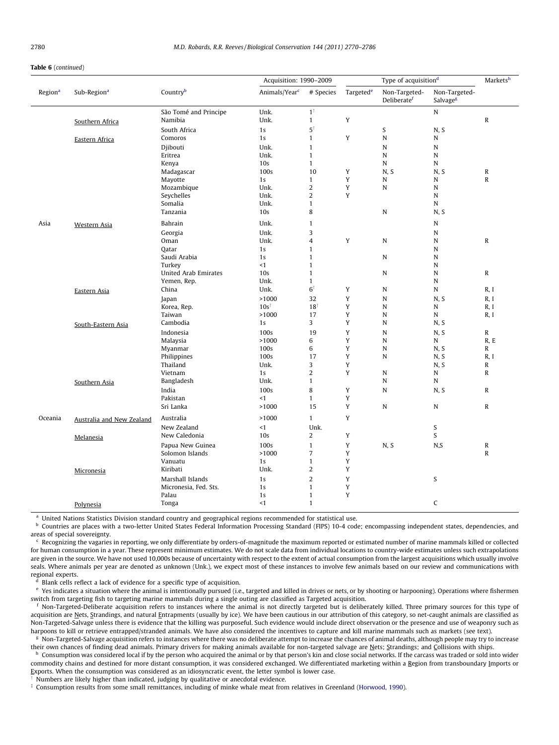**Table 6** (*continued*)

| Region[a] | Sub-Region[a] | Country[b] | Acquisition: 1990–2009 | | Type of acquisition[d] | | | Markets[h] |
|---|---|---|---|---|---|---|---|---|
| | | | Animals/Year[c] | # Species | Targeted[e] | Non-Targeted-Deliberate[f] | Non-Targeted-Salvage[g] | |
| | | São Tomé and Principe | Unk. | 1[†] | | | N | |
| | Southern Africa | Namibia | Unk. | 1 | Y | | | R |
| | | South Africa | 1s | 5[†] | | S | N, S | |
| | Eastern Africa | Comoros | 1s | 1 | Y | N | N | |
| | | Djibouti | Unk. | 1 | | N | N | |
| | | Eritrea | Unk. | 1 | | N | N | |
| | | Kenya | 10s | 1 | | N | N | |
| | | Madagascar | 100s | 10 | Y | N, S | N, S | R |
| | | Mayotte | 1s | 1 | Y | N | N | R |
| | | Mozambique | Unk. | 2 | Y | N | N | |
| | | Seychelles | Unk. | 2 | Y | | N | |
| | | Somalia | Unk. | 1 | | | N | |
| | | Tanzania | 10s | 8 | | N | N, S | |
| Asia | Western Asia | Bahrain | Unk. | 1 | | | N | |
| | | Georgia | Unk. | 3 | | | N | |
| | | Oman | Unk. | 4 | Y | N | N | R |
| | | Qatar | 1s | 1 | | | N | |
| | | Saudi Arabia | 1s | 1 | | N | N | |
| | | Turkey | <1 | 1 | | | N | |
| | | United Arab Emirates | 10s | 1 | | N | N | R |
| | | Yemen, Rep. | Unk. | 1 | | | N | |
| | Eastern Asia | China | Unk. | 6[†] | Y | N | N | R, I |
| | | Japan | >1000 | 32 | Y | N | N, S | R, I |
| | | Korea, Rep. | 10s[†] | 18[†] | Y | N | N | R, I |
| | | Taiwan | >1000 | 17 | Y | N | N | R, I |
| | South-Eastern Asia | Cambodia | 1s | 3 | Y | N | N, S | |
| | | Indonesia | 100s | 19 | Y | N | N, S | R |
| | | Malaysia | >1000 | 6 | Y | N | N | R, E |
| | | Myanmar | 100s | 6 | Y | N | N, S | R |
| | | Philippines | 100s | 17 | Y | N | N, S | R, I |
| | | Thailand | Unk. | 3 | Y | | N, S | R |
| | | Vietnam | 1s | 2 | Y | N | N | R |
| | Southern Asia | Bangladesh | Unk. | 1 | | N | N | |
| | | India | 100s | 8 | Y | N | N, S | R |
| | | Pakistan | <1 | 1 | Y | | | |
| | | Sri Lanka | >1000 | 15 | Y | N | N | R |
| Oceania | Australia and New Zealand | Australia | >1000 | 1 | Y | | | |
| | | New Zealand | <1 | Unk. | | | S | |
| | Melanesia | New Caledonia | 10s | 2 | Y | | S | |
| | | Papua New Guinea | 100s | 1 | Y | N, S | N,S | R |
| | | Solomon Islands | >1000 | 7 | Y | | | R |
| | | Vanuatu | 1s | 1 | Y | | | |
| | Micronesia | Kiribati | Unk. | 2 | Y | | | |
| | | Marshall Islands | 1s | 2 | Y | | S | |
| | | Micronesia, Fed. Sts. | 1s | 1 | Y | | | |
| | | Palau | 1s | 1 | Y | | | |
| | Polynesia | Tonga | <1 | 1 | | | C | |

[a] United Nations Statistics Division standard country and geographical regions recommended for statistical use.

[b] Countries are places with a two-letter United States Federal Information Processing Standard (FIPS) 10-4 code; encompassing independent states, dependencies, and areas of special sovereignty.

[c] Recognizing the vagaries in reporting, we only differentiate by orders-of-magnitude the maximum reported or estimated number of marine mammals killed or collected for human consumption in a year. These represent minimum estimates. We do not scale data from individual locations to country-wide estimates unless such extrapolations are given in the source. We have not used 10,000s because of uncertainty with respect to the extent of actual consumption from the largest acquisitions which usually involve seals. Where animals per year are denoted as unknown (Unk.), we expect most of these instances to involve few animals based on our review and communications with regional experts.

[d] Blank cells reflect a lack of evidence for a specific type of acquisition.

[e] Yes indicates a situation where the animal is intentionally pursued (i.e., targeted and killed in drives or nets, or by shooting or harpooning). Operations where fishermen switch from targeting fish to targeting marine mammals during a single outing are classified as Targeted acquisition.

[f] Non-Targeted-Deliberate acquisition refers to instances where the animal is not directly targeted but is deliberately killed. Three primary sources for this type of acquisition are Nets, Strandings, and natural Entrapments (usually by ice). We have been cautious in our attribution of this category, so net-caught animals are classified as Non-Targeted-Salvage unless there is evidence that the killing was purposeful. Such evidence would include direct observation or the presence and use of weaponry such as harpoons to kill or retrieve entrapped/stranded animals. We have also considered the incentives to capture and kill marine mammals such as markets (see text).

[g] Non-Targeted-Salvage acquisition refers to instances where there was no deliberate attempt to increase the chances of animal deaths, although people may try to increase their own chances of finding dead animals. Primary drivers for making animals available for non-targeted salvage are Nets; Strandings; and Collisions with ships.

[h] Consumption was considered local if by the person who acquired the animal or by that person's kin and close social networks. If the carcass was traded or sold into wider commodity chains and destined for more distant consumption, it was considered exchanged. We differentiated marketing within a Region from transboundary Imports or Exports. When the consumption was considered as an idiosyncratic event, the letter symbol is lower case.

[†] Numbers are likely higher than indicated, judging by qualitative or anecdotal evidence.

[‡] Consumption results from some small remittances, including of minke whale meat from relatives in Greenland (Horwood, 1990).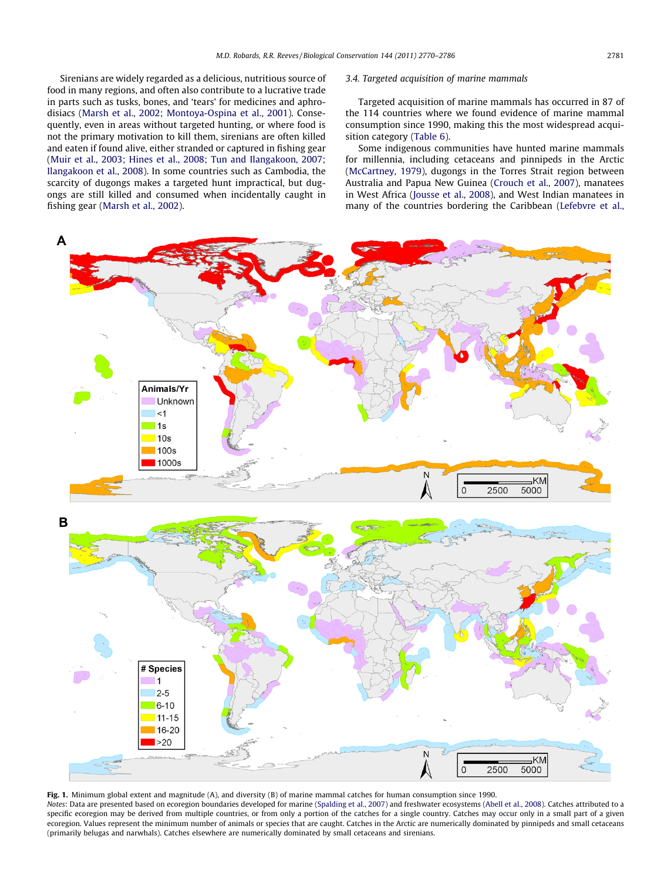Sirenians are widely regarded as a delicious, nutritious source of food in many regions, and often also contribute to a lucrative trade in parts such as tusks, bones, and 'tears' for medicines and aphrodisiacs (Marsh et al., 2002; Montoya-Ospina et al., 2001). Consequently, even in areas without targeted hunting, or where food is not the primary motivation to kill them, sirenians are often killed and eaten if found alive, either stranded or captured in fishing gear (Muir et al., 2003; Hines et al., 2008; Tun and Ilangakoon, 2007; Ilangakoon et al., 2008). In some countries such as Cambodia, the scarcity of dugongs makes a targeted hunt impractical, but dugongs are still killed and consumed when incidentally caught in fishing gear (Marsh et al., 2002).

### 3.4. Targeted acquisition of marine mammals

Targeted acquisition of marine mammals has occurred in 87 of the 114 countries where we found evidence of marine mammal consumption since 1990, making this the most widespread acquisition category (Table 6).

Some indigenous communities have hunted marine mammals for millennia, including cetaceans and pinnipeds in the Arctic (McCartney, 1979), dugongs in the Torres Strait region between Australia and Papua New Guinea (Crouch et al., 2007), manatees in West Africa (Jousse et al., 2008), and West Indian manatees in many of the countries bordering the Caribbean (Lefebvre et al.,

**Fig. 1.** Minimum global extent and magnitude (A), and diversity (B) of marine mammal catches for human consumption since 1990.

*Notes*: Data are presented based on ecoregion boundaries developed for marine (Spalding et al., 2007) and freshwater ecosystems (Abell et al., 2008). Catches attributed to a specific ecoregion may be derived from multiple countries, or from only a portion of the catches for a single country. Catches may occur only in a small part of a given ecoregion. Values represent the minimum number of animals or species that are caught. Catches in the Arctic are numerically dominated by pinnipeds and small cetaceans (primarily belugas and narwhals). Catches elsewhere are numerically dominated by small cetaceans and sirenians.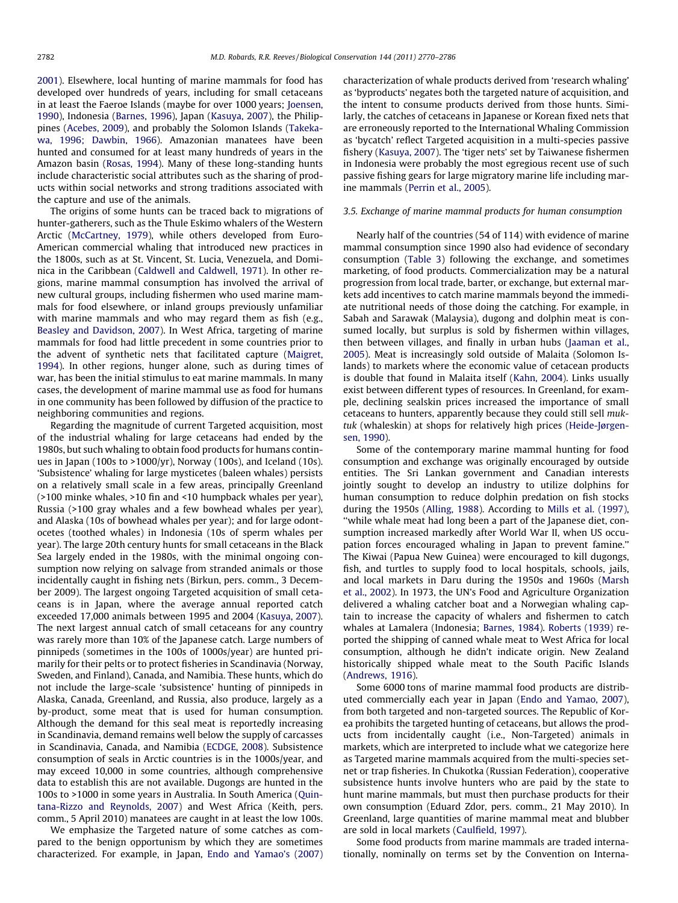2001). Elsewhere, local hunting of marine mammals for food has developed over hundreds of years, including for small cetaceans in at least the Faeroe Islands (maybe for over 1000 years; Joensen, 1990), Indonesia (Barnes, 1996), Japan (Kasuya, 2007), the Philippines (Acebes, 2009), and probably the Solomon Islands (Takekawa, 1996; Dawbin, 1966). Amazonian manatees have been hunted and consumed for at least many hundreds of years in the Amazon basin (Rosas, 1994). Many of these long-standing hunts include characteristic social attributes such as the sharing of products within social networks and strong traditions associated with the capture and use of the animals.

The origins of some hunts can be traced back to migrations of hunter-gatherers, such as the Thule Eskimo whalers of the Western Arctic (McCartney, 1979), while others developed from Euro-American commercial whaling that introduced new practices in the 1800s, such as at St. Vincent, St. Lucia, Venezuela, and Dominica in the Caribbean (Caldwell and Caldwell, 1971). In other regions, marine mammal consumption has involved the arrival of new cultural groups, including fishermen who used marine mammals for food elsewhere, or inland groups previously unfamiliar with marine mammals and who may regard them as fish (e.g., Beasley and Davidson, 2007). In West Africa, targeting of marine mammals for food had little precedent in some countries prior to the advent of synthetic nets that facilitated capture (Maigret, 1994). In other regions, hunger alone, such as during times of war, has been the initial stimulus to eat marine mammals. In many cases, the development of marine mammal use as food for humans in one community has been followed by diffusion of the practice to neighboring communities and regions.

Regarding the magnitude of current Targeted acquisition, most of the industrial whaling for large cetaceans had ended by the 1980s, but such whaling to obtain food products for humans continues in Japan (100s to >1000/yr), Norway (100s), and Iceland (10s). 'Subsistence' whaling for large mysticetes (baleen whales) persists on a relatively small scale in a few areas, principally Greenland (>100 minke whales, >10 fin and <10 humpback whales per year), Russia (>100 gray whales and a few bowhead whales per year), and Alaska (10s of bowhead whales per year); and for large odontocetes (toothed whales) in Indonesia (10s of sperm whales per year). The large 20th century hunts for small cetaceans in the Black Sea largely ended in the 1980s, with the minimal ongoing consumption now relying on salvage from stranded animals or those incidentally caught in fishing nets (Birkun, pers. comm., 3 December 2009). The largest ongoing Targeted acquisition of small cetaceans is in Japan, where the average annual reported catch exceeded 17,000 animals between 1995 and 2004 (Kasuya, 2007). The next largest annual catch of small cetaceans for any country was rarely more than 10% of the Japanese catch. Large numbers of pinnipeds (sometimes in the 100s of 1000s/year) are hunted primarily for their pelts or to protect fisheries in Scandinavia (Norway, Sweden, and Finland), Canada, and Namibia. These hunts, which do not include the large-scale 'subsistence' hunting of pinnipeds in Alaska, Canada, Greenland, and Russia, also produce, largely as a by-product, some meat that is used for human consumption. Although the demand for this seal meat is reportedly increasing in Scandinavia, demand remains well below the supply of carcasses in Scandinavia, Canada, and Namibia (ECDGE, 2008). Subsistence consumption of seals in Arctic countries is in the 1000s/year, and may exceed 10,000 in some countries, although comprehensive data to establish this are not available. Dugongs are hunted in the 100s to >1000 in some years in Australia. In South America (Quintana-Rizzo and Reynolds, 2007) and West Africa (Keith, pers. comm., 5 April 2010) manatees are caught in at least the low 100s.

We emphasize the Targeted nature of some catches as compared to the benign opportunism by which they are sometimes characterized. For example, in Japan, Endo and Yamao's (2007) characterization of whale products derived from 'research whaling' as 'byproducts' negates both the targeted nature of acquisition, and the intent to consume products derived from those hunts. Similarly, the catches of cetaceans in Japanese or Korean fixed nets that are erroneously reported to the International Whaling Commission as 'bycatch' reflect Targeted acquisition in a multi-species passive fishery (Kasuya, 2007). The 'tiger nets' set by Taiwanese fishermen in Indonesia were probably the most egregious recent use of such passive fishing gears for large migratory marine life including marine mammals (Perrin et al., 2005).

### 3.5. Exchange of marine mammal products for human consumption

Nearly half of the countries (54 of 114) with evidence of marine mammal consumption since 1990 also had evidence of secondary consumption (Table 3) following the exchange, and sometimes marketing, of food products. Commercialization may be a natural progression from local trade, barter, or exchange, but external markets add incentives to catch marine mammals beyond the immediate nutritional needs of those doing the catching. For example, in Sabah and Sarawak (Malaysia), dugong and dolphin meat is consumed locally, but surplus is sold by fishermen within villages, then between villages, and finally in urban hubs (Jaaman et al., 2005). Meat is increasingly sold outside of Malaita (Solomon Islands) to markets where the economic value of cetacean products is double that found in Malaita itself (Kahn, 2004). Links usually exist between different types of resources. In Greenland, for example, declining sealskin prices increased the importance of small cetaceans to hunters, apparently because they could still sell *muktuk* (whaleskin) at shops for relatively high prices (Heide-Jørgensen, 1990).

Some of the contemporary marine mammal hunting for food consumption and exchange was originally encouraged by outside entities. The Sri Lankan government and Canadian interests jointly sought to develop an industry to utilize dolphins for human consumption to reduce dolphin predation on fish stocks during the 1950s (Alling, 1988). According to Mills et al. (1997), "while whale meat had long been a part of the Japanese diet, consumption increased markedly after World War II, when US occupation forces encouraged whaling in Japan to prevent famine." The Kiwai (Papua New Guinea) were encouraged to kill dugongs, fish, and turtles to supply food to local hospitals, schools, jails, and local markets in Daru during the 1950s and 1960s (Marsh et al., 2002). In 1973, the UN's Food and Agriculture Organization delivered a whaling catcher boat and a Norwegian whaling captain to increase the capacity of whalers and fishermen to catch whales at Lamalera (Indonesia; Barnes, 1984). Roberts (1939) reported the shipping of canned whale meat to West Africa for local consumption, although he didn't indicate origin. New Zealand historically shipped whale meat to the South Pacific Islands (Andrews, 1916).

Some 6000 tons of marine mammal food products are distributed commercially each year in Japan (Endo and Yamao, 2007), from both targeted and non-targeted sources. The Republic of Korea prohibits the targeted hunting of cetaceans, but allows the products from incidentally caught (i.e., Non-Targeted) animals in markets, which are interpreted to include what we categorize here as Targeted marine mammals acquired from the multi-species setnet or trap fisheries. In Chukotka (Russian Federation), cooperative subsistence hunts involve hunters who are paid by the state to hunt marine mammals, but must then purchase products for their own consumption (Eduard Zdor, pers. comm., 21 May 2010). In Greenland, large quantities of marine mammal meat and blubber are sold in local markets (Caulfield, 1997).

Some food products from marine mammals are traded internationally, nominally on terms set by the Convention on Interna-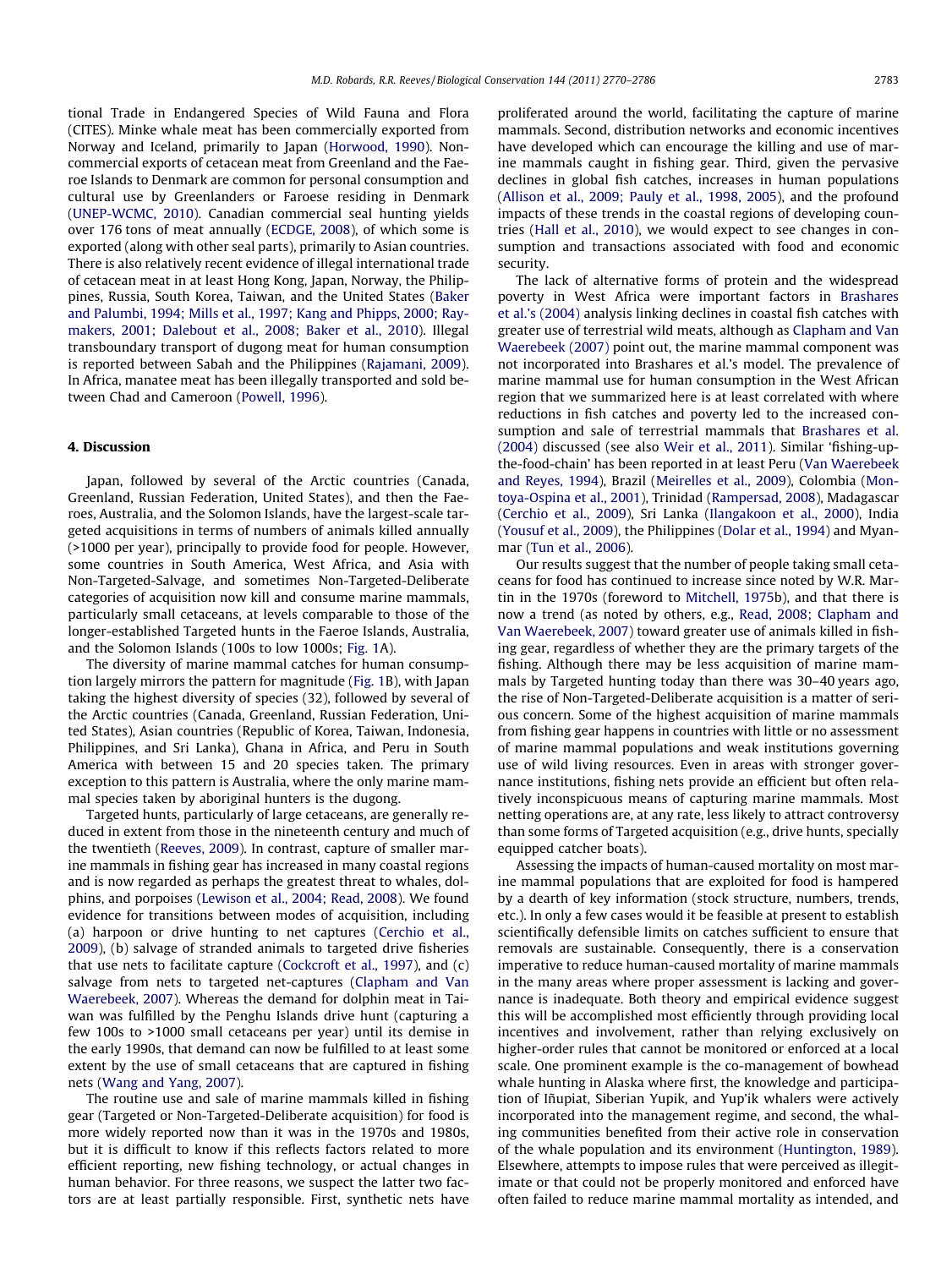tional Trade in Endangered Species of Wild Fauna and Flora (CITES). Minke whale meat has been commercially exported from Norway and Iceland, primarily to Japan (Horwood, 1990). Non-commercial exports of cetacean meat from Greenland and the Faeroe Islands to Denmark are common for personal consumption and cultural use by Greenlanders or Faroese residing in Denmark (UNEP-WCMC, 2010). Canadian commercial seal hunting yields over 176 tons of meat annually (ECDGE, 2008), of which some is exported (along with other seal parts), primarily to Asian countries. There is also relatively recent evidence of illegal international trade of cetacean meat in at least Hong Kong, Japan, Norway, the Philippines, Russia, South Korea, Taiwan, and the United States (Baker and Palumbi, 1994; Mills et al., 1997; Kang and Phipps, 2000; Raymakers, 2001; Dalebout et al., 2008; Baker et al., 2010). Illegal transboundary transport of dugong meat for human consumption is reported between Sabah and the Philippines (Rajamani, 2009). In Africa, manatee meat has been illegally transported and sold between Chad and Cameroon (Powell, 1996).

## 4. Discussion

Japan, followed by several of the Arctic countries (Canada, Greenland, Russian Federation, United States), and then the Faeroes, Australia, and the Solomon Islands, have the largest-scale targeted acquisitions in terms of numbers of animals killed annually (>1000 per year), principally to provide food for people. However, some countries in South America, West Africa, and Asia with Non-Targeted-Salvage, and sometimes Non-Targeted-Deliberate categories of acquisition now kill and consume marine mammals, particularly small cetaceans, at levels comparable to those of the longer-established Targeted hunts in the Faeroe Islands, Australia, and the Solomon Islands (100s to low 1000s; Fig. 1A).

The diversity of marine mammal catches for human consumption largely mirrors the pattern for magnitude (Fig. 1B), with Japan taking the highest diversity of species (32), followed by several of the Arctic countries (Canada, Greenland, Russian Federation, United States), Asian countries (Republic of Korea, Taiwan, Indonesia, Philippines, and Sri Lanka), Ghana in Africa, and Peru in South America with between 15 and 20 species taken. The primary exception to this pattern is Australia, where the only marine mammal species taken by aboriginal hunters is the dugong.

Targeted hunts, particularly of large cetaceans, are generally reduced in extent from those in the nineteenth century and much of the twentieth (Reeves, 2009). In contrast, capture of smaller marine mammals in fishing gear has increased in many coastal regions and is now regarded as perhaps the greatest threat to whales, dolphins, and porpoises (Lewison et al., 2004; Read, 2008). We found evidence for transitions between modes of acquisition, including (a) harpoon or drive hunting to net captures (Cerchio et al., 2009), (b) salvage of stranded animals to targeted drive fisheries that use nets to facilitate capture (Cockcroft et al., 1997), and (c) salvage from nets to targeted net-captures (Clapham and Van Waerebeek, 2007). Whereas the demand for dolphin meat in Taiwan was fulfilled by the Penghu Islands drive hunt (capturing a few 100s to >1000 small cetaceans per year) until its demise in the early 1990s, that demand can now be fulfilled to at least some extent by the use of small cetaceans that are captured in fishing nets (Wang and Yang, 2007).

The routine use and sale of marine mammals killed in fishing gear (Targeted or Non-Targeted-Deliberate acquisition) for food is more widely reported now than it was in the 1970s and 1980s, but it is difficult to know if this reflects factors related to more efficient reporting, new fishing technology, or actual changes in human behavior. For three reasons, we suspect the latter two factors are at least partially responsible. First, synthetic nets have proliferated around the world, facilitating the capture of marine mammals. Second, distribution networks and economic incentives have developed which can encourage the killing and use of marine mammals caught in fishing gear. Third, given the pervasive declines in global fish catches, increases in human populations (Allison et al., 2009; Pauly et al., 1998, 2005), and the profound impacts of these trends in the coastal regions of developing countries (Hall et al., 2010), we would expect to see changes in consumption and transactions associated with food and economic security.

The lack of alternative forms of protein and the widespread poverty in West Africa were important factors in Brashares et al.'s (2004) analysis linking declines in coastal fish catches with greater use of terrestrial wild meats, although as Clapham and Van Waerebeek (2007) point out, the marine mammal component was not incorporated into Brashares et al.'s model. The prevalence of marine mammal use for human consumption in the West African region that we summarized here is at least correlated with where reductions in fish catches and poverty led to the increased consumption and sale of terrestrial mammals that Brashares et al. (2004) discussed (see also Weir et al., 2011). Similar 'fishing-up-the-food-chain' has been reported in at least Peru (Van Waerebeek and Reyes, 1994), Brazil (Meirelles et al., 2009), Colombia (Montoya-Ospina et al., 2001), Trinidad (Rampersad, 2008), Madagascar (Cerchio et al., 2009), Sri Lanka (Ilangakoon et al., 2000), India (Yousuf et al., 2009), the Philippines (Dolar et al., 1994) and Myanmar (Tun et al., 2006).

Our results suggest that the number of people taking small cetaceans for food has continued to increase since noted by W.R. Martin in the 1970s (foreword to Mitchell, 1975b), and that there is now a trend (as noted by others, e.g., Read, 2008; Clapham and Van Waerebeek, 2007) toward greater use of animals killed in fishing gear, regardless of whether they are the primary targets of the fishing. Although there may be less acquisition of marine mammals by Targeted hunting today than there was 30–40 years ago, the rise of Non-Targeted-Deliberate acquisition is a matter of serious concern. Some of the highest acquisition of marine mammals from fishing gear happens in countries with little or no assessment of marine mammal populations and weak institutions governing use of wild living resources. Even in areas with stronger governance institutions, fishing nets provide an efficient but often relatively inconspicuous means of capturing marine mammals. Most netting operations are, at any rate, less likely to attract controversy than some forms of Targeted acquisition (e.g., drive hunts, specially equipped catcher boats).

Assessing the impacts of human-caused mortality on most marine mammal populations that are exploited for food is hampered by a dearth of key information (stock structure, numbers, trends, etc.). In only a few cases would it be feasible at present to establish scientifically defensible limits on catches sufficient to ensure that removals are sustainable. Consequently, there is a conservation imperative to reduce human-caused mortality of marine mammals in the many areas where proper assessment is lacking and governance is inadequate. Both theory and empirical evidence suggest this will be accomplished most efficiently through providing local incentives and involvement, rather than relying exclusively on higher-order rules that cannot be monitored or enforced at a local scale. One prominent example is the co-management of bowhead whale hunting in Alaska where first, the knowledge and participation of Iñupiat, Siberian Yupik, and Yup'ik whalers were actively incorporated into the management regime, and second, the whaling communities benefited from their active role in conservation of the whale population and its environment (Huntington, 1989). Elsewhere, attempts to impose rules that were perceived as illegitimate or that could not be properly monitored and enforced have often failed to reduce marine mammal mortality as intended, and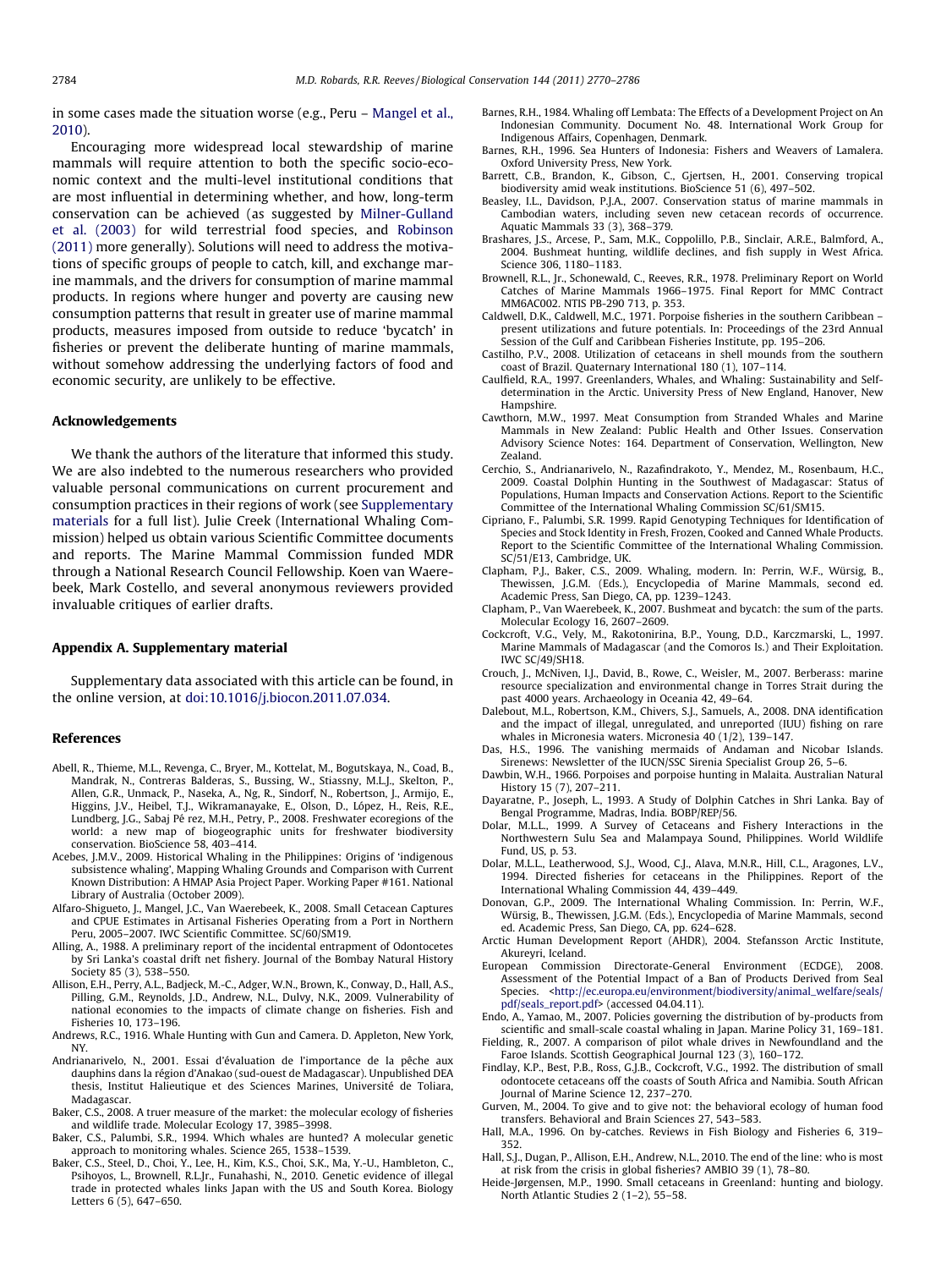in some cases made the situation worse (e.g., Peru – Mangel et al., 2010).

Encouraging more widespread local stewardship of marine mammals will require attention to both the specific socio-economic context and the multi-level institutional conditions that are most influential in determining whether, and how, long-term conservation can be achieved (as suggested by Milner-Gulland et al. (2003) for wild terrestrial food species, and Robinson (2011) more generally). Solutions will need to address the motivations of specific groups of people to catch, kill, and exchange marine mammals, and the drivers for consumption of marine mammal products. In regions where hunger and poverty are causing new consumption patterns that result in greater use of marine mammal products, measures imposed from outside to reduce 'bycatch' in fisheries or prevent the deliberate hunting of marine mammals, without somehow addressing the underlying factors of food and economic security, are unlikely to be effective.

## Acknowledgements

We thank the authors of the literature that informed this study. We are also indebted to the numerous researchers who provided valuable personal communications on current procurement and consumption practices in their regions of work (see Supplementary materials for a full list). Julie Creek (International Whaling Commission) helped us obtain various Scientific Committee documents and reports. The Marine Mammal Commission funded MDR through a National Research Council Fellowship. Koen van Waerebeek, Mark Costello, and several anonymous reviewers provided invaluable critiques of earlier drafts.

## Appendix A. Supplementary material

Supplementary data associated with this article can be found, in the online version, at doi:10.1016/j.biocon.2011.07.034.

## References

Abell, R., Thieme, M.L., Revenga, C., Bryer, M., Kottelat, M., Bogutskaya, N., Coad, B., Mandrak, N., Contreras Balderas, S., Bussing, W., Stiassny, M.L.J., Skelton, P., Allen, G.R., Unmack, P., Naseka, A., Ng, R., Sindorf, N., Robertson, J., Armijo, E., Higgins, J.V., Heibel, T.J., Wikramanayake, E., Olson, D., López, H., Reis, R.E., Lundberg, J.G., Sabaj Pé rez, M.H., Petry, P., 2008. Freshwater ecoregions of the world: a new map of biogeographic units for freshwater biodiversity conservation. BioScience 58, 403–414.

Acebes, J.M.V., 2009. Historical Whaling in the Philippines: Origins of 'indigenous subsistence whaling', Mapping Whaling Grounds and Comparison with Current Known Distribution: A HMAP Asia Project Paper. Working Paper #161. National Library of Australia (October 2009).

Alfaro-Shigueto, J., Mangel, J.C., Van Waerebeek, K., 2008. Small Cetacean Captures and CPUE Estimates in Artisanal Fisheries Operating from a Port in Northern Peru, 2005–2007. IWC Scientific Committee. SC/60/SM19.

Alling, A., 1988. A preliminary report of the incidental entrapment of Odontocetes by Sri Lanka's coastal drift net fishery. Journal of the Bombay Natural History Society 85 (3), 538–550.

Allison, E.H., Perry, A.L., Badjeck, M.-C., Adger, W.N., Brown, K., Conway, D., Hall, A.S., Pilling, G.M., Reynolds, J.D., Andrew, N.L., Dulvy, N.K., 2009. Vulnerability of national economies to the impacts of climate change on fisheries. Fish and Fisheries 10, 173–196.

Andrews, R.C., 1916. Whale Hunting with Gun and Camera. D. Appleton, New York, NY.

Andrianarivelo, N., 2001. Essai d'évaluation de l'importance de la pêche aux dauphins dans la région d'Anakao (sud-ouest de Madagascar). Unpublished DEA thesis, Institut Halieutique et des Sciences Marines, Université de Toliara, Madagascar.

Baker, C.S., 2008. A truer measure of the market: the molecular ecology of fisheries and wildlife trade. Molecular Ecology 17, 3985–3998.

Baker, C.S., Palumbi, S.R., 1994. Which whales are hunted? A molecular genetic approach to monitoring whales. Science 265, 1538–1539.

Baker, C.S., Steel, D., Choi, Y., Lee, H., Kim, K.S., Choi, S.K., Ma, Y.-U., Hambleton, C., Psihoyos, L., Brownell, R.L.Jr., Funahashi, N., 2010. Genetic evidence of illegal trade in protected whales links Japan with the US and South Korea. Biology Letters 6 (5), 647–650.

Barnes, R.H., 1984. Whaling off Lembata: The Effects of a Development Project on An Indonesian Community. Document No. 48. International Work Group for Indigenous Affairs, Copenhagen, Denmark.

Barnes, R.H., 1996. Sea Hunters of Indonesia: Fishers and Weavers of Lamalera. Oxford University Press, New York.

Barrett, C.B., Brandon, K., Gibson, C., Gjertsen, H., 2001. Conserving tropical biodiversity amid weak institutions. BioScience 51 (6), 497–502.

Beasley, I.L., Davidson, P.J.A., 2007. Conservation status of marine mammals in Cambodian waters, including seven new cetacean records of occurrence. Aquatic Mammals 33 (3), 368–379.

Brashares, J.S., Arcese, P., Sam, M.K., Coppolillo, P.B., Sinclair, A.R.E., Balmford, A., 2004. Bushmeat hunting, wildlife declines, and fish supply in West Africa. Science 306, 1180–1183.

Brownell, R.L., Jr., Schonewald, C., Reeves, R.R., 1978. Preliminary Report on World Catches of Marine Mammals 1966–1975. Final Report for MMC Contract MM6AC002. NTIS PB-290 713, p. 353.

Caldwell, D.K., Caldwell, M.C., 1971. Porpoise fisheries in the southern Caribbean – present utilizations and future potentials. In: Proceedings of the 23rd Annual Session of the Gulf and Caribbean Fisheries Institute, pp. 195–206.

Castilho, P.V., 2008. Utilization of cetaceans in shell mounds from the southern coast of Brazil. Quaternary International 180 (1), 107–114.

Caulfield, R.A., 1997. Greenlanders, Whales, and Whaling: Sustainability and Self-determination in the Arctic. University Press of New England, Hanover, New Hampshire.

Cawthorn, M.W., 1997. Meat Consumption from Stranded Whales and Marine Mammals in New Zealand: Public Health and Other Issues. Conservation Advisory Science Notes: 164. Department of Conservation, Wellington, New Zealand.

Cerchio, S., Andrianarivelo, N., Razafindrakoto, Y., Mendez, M., Rosenbaum, H.C., 2009. Coastal Dolphin Hunting in the Southwest of Madagascar: Status of Populations, Human Impacts and Conservation Actions. Report to the Scientific Committee of the International Whaling Commission SC/61/SM15.

Cipriano, F., Palumbi, S.R. 1999. Rapid Genotyping Techniques for Identification of Species and Stock Identity in Fresh, Frozen, Cooked and Canned Whale Products. Report to the Scientific Committee of the International Whaling Commission. SC/51/E13, Cambridge, UK.

Clapham, P.J., Baker, C.S., 2009. Whaling, modern. In: Perrin, W.F., Würsig, B., Thewissen, J.G.M. (Eds.), Encyclopedia of Marine Mammals, second ed. Academic Press, San Diego, CA, pp. 1239–1243.

Clapham, P., Van Waerebeek, K., 2007. Bushmeat and bycatch: the sum of the parts. Molecular Ecology 16, 2607–2609.

Cockcroft, V.G., Vely, M., Rakotonirina, B.P., Young, D.D., Karczmarski, L., 1997. Marine Mammals of Madagascar (and the Comoros Is.) and Their Exploitation. IWC SC/49/SH18.

Crouch, J., McNiven, I.J., David, B., Rowe, C., Weisler, M., 2007. Berberass: marine resource specialization and environmental change in Torres Strait during the past 4000 years. Archaeology in Oceania 42, 49–64.

Dalebout, M.L., Robertson, K.M., Chivers, S.J., Samuels, A., 2008. DNA identification and the impact of illegal, unregulated, and unreported (IUU) fishing on rare whales in Micronesia waters. Micronesia 40 (1/2), 139–147.

Das, H.S., 1996. The vanishing mermaids of Andaman and Nicobar Islands. Sirenews: Newsletter of the IUCN/SSC Sirenia Specialist Group 26, 5–6.

Dawbin, W.H., 1966. Porpoises and porpoise hunting in Malaita. Australian Natural History 15 (7), 207–211.

Dayaratne, P., Joseph, L., 1993. A Study of Dolphin Catches in Shri Lanka. Bay of Bengal Programme, Madras, India. BOBP/REP/56.

Dolar, M.L.L., 1999. A Survey of Cetaceans and Fishery Interactions in the Northwestern Sulu Sea and Malampaya Sound, Philippines. World Wildlife Fund, US, p. 53.

Dolar, M.L.L., Leatherwood, S.J., Wood, C.J., Alava, M.N.R., Hill, C.L., Aragones, L.V., 1994. Directed fisheries for cetaceans in the Philippines. Report of the International Whaling Commission 44, 439–449.

Donovan, G.P., 2009. The International Whaling Commission. In: Perrin, W.F., Würsig, B., Thewissen, J.G.M. (Eds.), Encyclopedia of Marine Mammals, second ed. Academic Press, San Diego, CA, pp. 624–628.

Arctic Human Development Report (AHDR), 2004. Stefansson Arctic Institute, Akureyri, Iceland.

European Commission Directorate-General Environment (ECDGE), 2008. Assessment of the Potential Impact of a Ban of Products Derived from Seal Species. <http://ec.europa.eu/environment/biodiversity/animal_welfare/seals/pdf/seals_report.pdf> (accessed 04.04.11).

Endo, A., Yamao, M., 2007. Policies governing the distribution of by-products from scientific and small-scale coastal whaling in Japan. Marine Policy 31, 169–181.

Fielding, R., 2007. A comparison of pilot whale drives in Newfoundland and the Faroe Islands. Scottish Geographical Journal 123 (3), 160–172.

Findlay, K.P., Best, P.B., Ross, G.J.B., Cockcroft, V.G., 1992. The distribution of small odontocete cetaceans off the coasts of South Africa and Namibia. South African Journal of Marine Science 12, 237–270.

Gurven, M., 2004. To give and to give not: the behavioral ecology of human food transfers. Behavioral and Brain Sciences 27, 543–583.

Hall, M.A., 1996. On by-catches. Reviews in Fish Biology and Fisheries 6, 319–352.

Hall, S.J., Dugan, P., Allison, E.H., Andrew, N.L., 2010. The end of the line: who is most at risk from the crisis in global fisheries? AMBIO 39 (1), 78–80.

Heide-Jørgensen, M.P., 1990. Small cetaceans in Greenland: hunting and biology. North Atlantic Studies 2 (1–2), 55–58.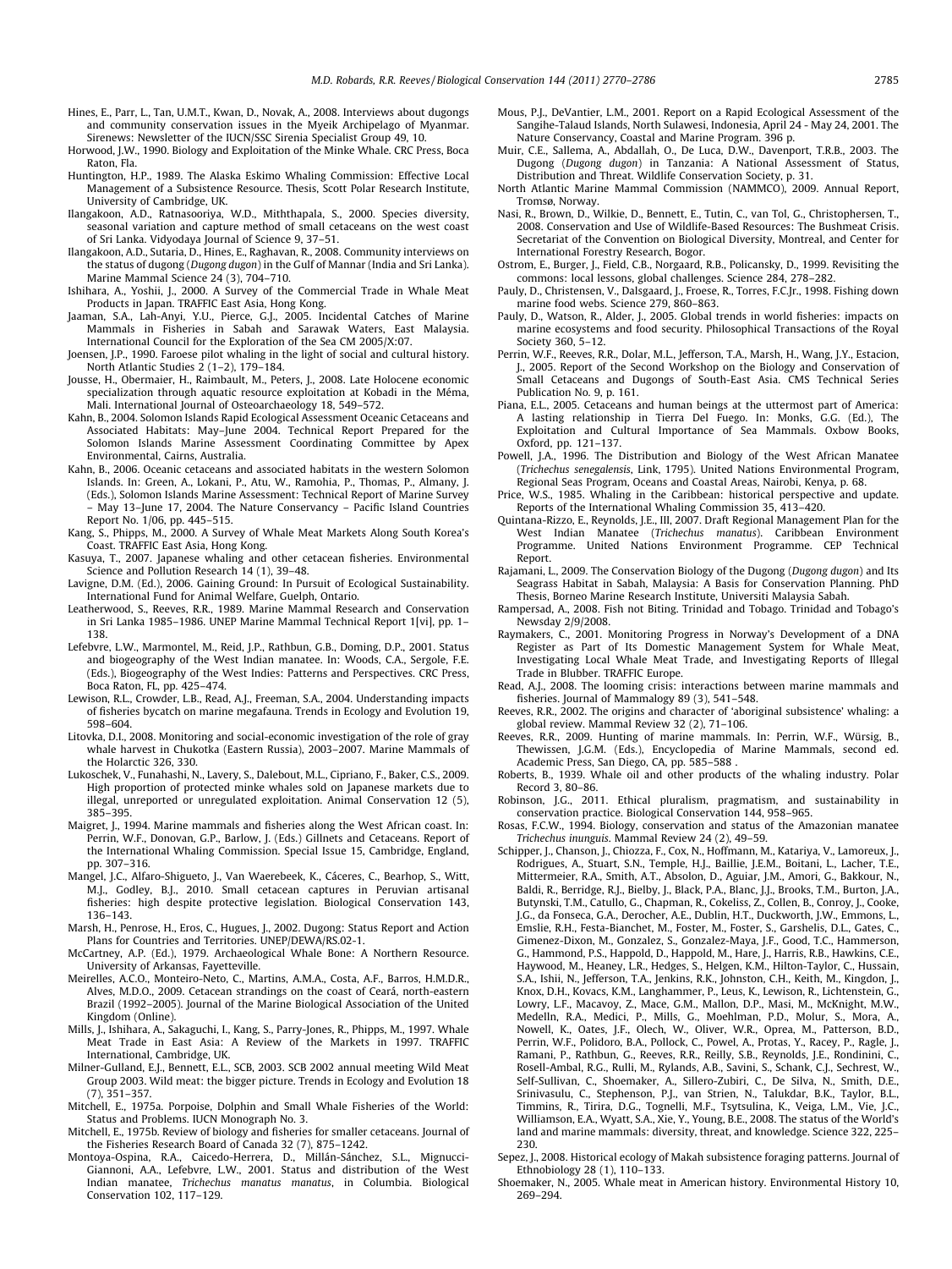Hines, E., Parr, L., Tan, U.M.T., Kwan, D., Novak, A., 2008. Interviews about dugongs and community conservation issues in the Myeik Archipelago of Myanmar. Sirenews: Newsletter of the IUCN/SSC Sirenia Specialist Group 49, 10.

Horwood, J.W., 1990. Biology and Exploitation of the Minke Whale. CRC Press, Boca Raton, Fla.

Huntington, H.P., 1989. The Alaska Eskimo Whaling Commission: Effective Local Management of a Subsistence Resource. Thesis, Scott Polar Research Institute, University of Cambridge, UK.

Ilangakoon, A.D., Ratnasooriya, W.D., Miththapala, S., 2000. Species diversity, seasonal variation and capture method of small cetaceans on the west coast of Sri Lanka. Vidyodaya Journal of Science 9, 37–51.

Ilangakoon, A.D., Sutaria, D., Hines, E., Raghavan, R., 2008. Community interviews on the status of dugong (*Dugong dugon*) in the Gulf of Mannar (India and Sri Lanka). Marine Mammal Science 24 (3), 704–710.

Ishihara, A., Yoshii, J., 2000. A Survey of the Commercial Trade in Whale Meat Products in Japan. TRAFFIC East Asia, Hong Kong.

Jaaman, S.A., Lah-Anyi, Y.U., Pierce, G.J., 2005. Incidental Catches of Marine Mammals in Fisheries in Sabah and Sarawak Waters, East Malaysia. International Council for the Exploration of the Sea CM 2005/X:07.

Joensen, J.P., 1990. Faroese pilot whaling in the light of social and cultural history. North Atlantic Studies 2 (1–2), 179–184.

Jousse, H., Obermaier, H., Raimbault, M., Peters, J., 2008. Late Holocene economic specialization through aquatic resource exploitation at Kobadi in the Méma, Mali. International Journal of Osteoarchaeology 18, 549–572.

Kahn, B., 2004. Solomon Islands Rapid Ecological Assessment Oceanic Cetaceans and Associated Habitats: May–June 2004. Technical Report Prepared for the Solomon Islands Marine Assessment Coordinating Committee by Apex Environmental, Cairns, Australia.

Kahn, B., 2006. Oceanic cetaceans and associated habitats in the western Solomon Islands. In: Green, A., Lokani, P., Atu, W., Ramohia, P., Thomas, P., Almany, J. (Eds.), Solomon Islands Marine Assessment: Technical Report of Marine Survey – May 13–June 17, 2004. The Nature Conservancy – Pacific Island Countries Report No. 1/06, pp. 445–515.

Kang, S., Phipps, M., 2000. A Survey of Whale Meat Markets Along South Korea's Coast. TRAFFIC East Asia, Hong Kong.

Kasuya, T., 2007. Japanese whaling and other cetacean fisheries. Environmental Science and Pollution Research 14 (1), 39–48.

Lavigne, D.M. (Ed.), 2006. Gaining Ground: In Pursuit of Ecological Sustainability. International Fund for Animal Welfare, Guelph, Ontario.

Leatherwood, S., Reeves, R.R., 1989. Marine Mammal Research and Conservation in Sri Lanka 1985–1986. UNEP Marine Mammal Technical Report 1[vi], pp. 1–138.

Lefebvre, L.W., Marmontel, M., Reid, J.P., Rathbun, G.B., Doming, D.P., 2001. Status and biogeography of the West Indian manatee. In: Woods, C.A., Sergole, F.E. (Eds.), Biogeography of the West Indies: Patterns and Perspectives. CRC Press, Boca Raton, FL, pp. 425–474.

Lewison, R.L., Crowder, L.B., Read, A.J., Freeman, S.A., 2004. Understanding impacts of fisheries bycatch on marine megafauna. Trends in Ecology and Evolution 19, 598–604.

Litovka, D.I., 2008. Monitoring and social-economic investigation of the role of gray whale harvest in Chukotka (Eastern Russia), 2003–2007. Marine Mammals of the Holarctic 326, 330.

Lukoschek, V., Funahashi, N., Lavery, S., Dalebout, M.L., Cipriano, F., Baker, C.S., 2009. High proportion of protected minke whales sold on Japanese markets due to illegal, unreported or unregulated exploitation. Animal Conservation 12 (5), 385–395.

Maigret, J., 1994. Marine mammals and fisheries along the West African coast. In: Perrin, W.F., Donovan, G.P., Barlow, J. (Eds.) Gillnets and Cetaceans. Report of the International Whaling Commission. Special Issue 15, Cambridge, England, pp. 307–316.

Mangel, J.C., Alfaro-Shigueto, J., Van Waerebeek, K., Cáceres, C., Bearhop, S., Witt, M.J., Godley, B.J., 2010. Small cetacean captures in Peruvian artisanal fisheries: high despite protective legislation. Biological Conservation 143, 136–143.

Marsh, H., Penrose, H., Eros, C., Hugues, J., 2002. Dugong: Status Report and Action Plans for Countries and Territories. UNEP/DEWA/RS.02-1.

McCartney, A.P. (Ed.), 1979. Archaeological Whale Bone: A Northern Resource. University of Arkansas, Fayetteville.

Meirelles, A.C.O., Monteiro-Neto, C., Martins, A.M.A., Costa, A.F., Barros, H.M.D.R., Alves, M.D.O., 2009. Cetacean strandings on the coast of Ceará, north-eastern Brazil (1992–2005). Journal of the Marine Biological Association of the United Kingdom (Online).

Mills, J., Ishihara, A., Sakaguchi, I., Kang, S., Parry-Jones, R., Phipps, M., 1997. Whale Meat Trade in East Asia: A Review of the Markets in 1997. TRAFFIC International, Cambridge, UK.

Milner-Gulland, E.J., Bennett, E.L., SCB, 2003. SCB 2002 annual meeting Wild Meat Group 2003. Wild meat: the bigger picture. Trends in Ecology and Evolution 18 (7), 351–357.

Mitchell, E., 1975a. Porpoise, Dolphin and Small Whale Fisheries of the World: Status and Problems. IUCN Monograph No. 3.

Mitchell, E., 1975b. Review of biology and fisheries for smaller cetaceans. Journal of the Fisheries Research Board of Canada 32 (7), 875–1242.

Montoya-Ospina, R.A., Caicedo-Herrera, D., Millán-Sánchez, S.L., Mignucci-Giannoni, A.A., Lefebvre, L.W., 2001. Status and distribution of the West Indian manatee, *Trichechus manatus manatus*, in Columbia. Biological Conservation 102, 117–129.

Mous, P.J., DeVantier, L.M., 2001. Report on a Rapid Ecological Assessment of the Sangihe-Talaud Islands, North Sulawesi, Indonesia, April 24 - May 24, 2001. The Nature Conservancy, Coastal and Marine Program. 396 p.

Muir, C.E., Sallema, A., Abdallah, O., De Luca, D.W., Davenport, T.R.B., 2003. The Dugong (*Dugong dugon*) in Tanzania: A National Assessment of Status, Distribution and Threat. Wildlife Conservation Society, p. 31.

North Atlantic Marine Mammal Commission (NAMMCO), 2009. Annual Report, Tromsø, Norway.

Nasi, R., Brown, D., Wilkie, D., Bennett, E., Tutin, C., van Tol, G., Christophersen, T., 2008. Conservation and Use of Wildlife-Based Resources: The Bushmeat Crisis. Secretariat of the Convention on Biological Diversity, Montreal, and Center for International Forestry Research, Bogor.

Ostrom, E., Burger, J., Field, C.B., Norgaard, R.B., Policansky, D., 1999. Revisiting the commons: local lessons, global challenges. Science 284, 278–282.

Pauly, D., Christensen, V., Dalsgaard, J., Froese, R., Torres, F.C.Jr., 1998. Fishing down marine food webs. Science 279, 860–863.

Pauly, D., Watson, R., Alder, J., 2005. Global trends in world fisheries: impacts on marine ecosystems and food security. Philosophical Transactions of the Royal Society 360, 5–12.

Perrin, W.F., Reeves, R.R., Dolar, M.L., Jefferson, T.A., Marsh, H., Wang, J.Y., Estacion, J., 2005. Report of the Second Workshop on the Biology and Conservation of Small Cetaceans and Dugongs of South-East Asia. CMS Technical Series Publication No. 9, p. 161.

Piana, E.L., 2005. Cetaceans and human beings at the uttermost part of America: A lasting relationship in Tierra Del Fuego. In: Monks, G.G. (Ed.), The Exploitation and Cultural Importance of Sea Mammals. Oxbow Books, Oxford, pp. 121–137.

Powell, J.A., 1996. The Distribution and Biology of the West African Manatee (*Trichechus senegalensis*, Link, 1795). United Nations Environmental Program, Regional Seas Program, Oceans and Coastal Areas, Nairobi, Kenya, p. 68.

Price, W.S., 1985. Whaling in the Caribbean: historical perspective and update. Reports of the International Whaling Commission 35, 413–420.

Quintana-Rizzo, E., Reynolds, J.E., III, 2007. Draft Regional Management Plan for the West Indian Manatee (*Trichechus manatus*). Caribbean Environment Programme. United Nations Environment Programme. CEP Technical Report.

Rajamani, L., 2009. The Conservation Biology of the Dugong (*Dugong dugon*) and Its Seagrass Habitat in Sabah, Malaysia: A Basis for Conservation Planning. PhD Thesis, Borneo Marine Research Institute, Universiti Malaysia Sabah.

Rampersad, A., 2008. Fish not Biting. Trinidad and Tobago. Trinidad and Tobago's Newsday 2/9/2008.

Raymakers, C., 2001. Monitoring Progress in Norway's Development of a DNA Register as Part of Its Domestic Management System for Whale Meat, Investigating Local Whale Meat Trade, and Investigating Reports of Illegal Trade in Blubber. TRAFFIC Europe.

Read, A.J., 2008. The looming crisis: interactions between marine mammals and fisheries. Journal of Mammalogy 89 (3), 541–548.

Reeves, R.R., 2002. The origins and character of 'aboriginal subsistence' whaling: a global review. Mammal Review 32 (2), 71–106.

Reeves, R.R., 2009. Hunting of marine mammals. In: Perrin, W.F., Würsig, B., Thewissen, J.G.M. (Eds.), Encyclopedia of Marine Mammals, second ed. Academic Press, San Diego, CA, pp. 585–588 .

Roberts, B., 1939. Whale oil and other products of the whaling industry. Polar Record 3, 80–86.

Robinson, J.G., 2011. Ethical pluralism, pragmatism, and sustainability in conservation practice. Biological Conservation 144, 958–965.

Rosas, F.C.W., 1994. Biology, conservation and status of the Amazonian manatee *Trichechus inunguis*. Mammal Review 24 (2), 49–59.

Schipper, J., Chanson, J., Chiozza, F., Cox, N., Hoffmann, M., Katariya, V., Lamoreux, J., Rodrigues, A., Stuart, S.N., Temple, H.J., Baillie, J.E.M., Boitani, L., Lacher, T.E., Mittermeier, R.A., Smith, A.T., Absolon, D., Aguiar, J.M., Amori, G., Bakkour, N., Baldi, R., Berridge, R.J., Bielby, J., Black, P.A., Blanc, J.J., Brooks, T.M., Burton, J.A., Butynski, T.M., Catullo, G., Chapman, R., Cokeliss, Z., Collen, B., Conroy, J., Cooke, J.G., da Fonseca, G.A., Derocher, A.E., Dublin, H.T., Duckworth, J.W., Emmons, L., Emslie, R.H., Festa-Bianchet, M., Foster, M., Foster, S., Garshelis, D.L., Gates, C., Gimenez-Dixon, M., Gonzalez, S., Gonzalez-Maya, J.F., Good, T.C., Hammerson, G., Hammond, P.S., Happold, D., Happold, M., Hare, J., Harris, R.B., Hawkins, C.E., Haywood, M., Heaney, L.R., Hedges, S., Helgen, K.M., Hilton-Taylor, C., Hussain, S.A., Ishii, N., Jefferson, T.A., Jenkins, R.K., Johnston, C.H., Keith, M., Kingdon, J., Knox, D.H., Kovacs, K.M., Langhammer, P., Leus, K., Lewison, R., Lichtenstein, G., Lowry, L.F., Macavoy, Z., Mace, G.M., Mallon, D.P., Masi, M., McKnight, M.W., Medelln, R.A., Medici, P., Mills, G., Moehlman, P.D., Molur, S., Mora, A., Nowell, K., Oates, J.F., Olech, W., Oliver, W.R., Oprea, M., Patterson, B.D., Perrin, W.F., Polidoro, B.A., Pollock, C., Powel, A., Protas, Y., Racey, P., Ragle, J., Ramani, P., Rathbun, G., Reeves, R.R., Reilly, S.B., Reynolds, J.E., Rondinini, C., Rosell-Ambal, R.G., Rulli, M., Rylands, A.B., Savini, S., Schank, C.J., Sechrest, W., Self-Sullivan, C., Shoemaker, A., Sillero-Zubiri, C., De Silva, N., Smith, D.E., Srinivasulu, C., Stephenson, P.J., van Strien, N., Talukdar, B.K., Taylor, B.L., Timmins, R., Tirira, D.G., Tognelli, M.F., Tsytsulina, K., Veiga, L.M., Vie, J.C., Williamson, E.A., Wyatt, S.A., Xie, Y., Young, B.E., 2008. The status of the World's land and marine mammals: diversity, threat, and knowledge. Science 322, 225–230.

Sepez, J., 2008. Historical ecology of Makah subsistence foraging patterns. Journal of Ethnobiology 28 (1), 110–133.

Shoemaker, N., 2005. Whale meat in American history. Environmental History 10, 269–294.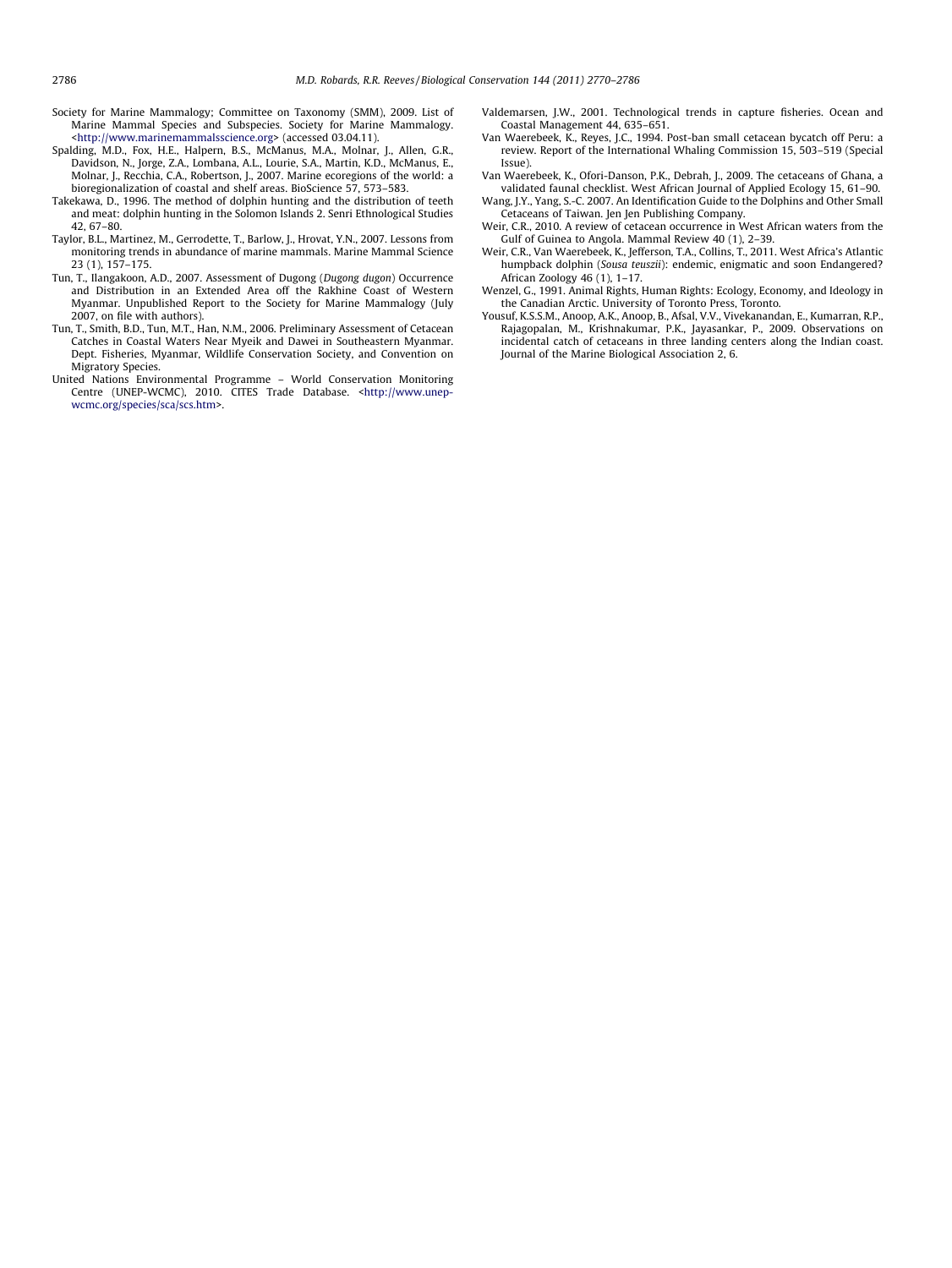Society for Marine Mammalogy; Committee on Taxonomy (SMM), 2009. List of Marine Mammal Species and Subspecies. Society for Marine Mammalogy. <http://www.marinemammalsscience.org> (accessed 03.04.11).

Spalding, M.D., Fox, H.E., Halpern, B.S., McManus, M.A., Molnar, J., Allen, G.R., Davidson, N., Jorge, Z.A., Lombana, A.L., Lourie, S.A., Martin, K.D., McManus, E., Molnar, J., Recchia, C.A., Robertson, J., 2007. Marine ecoregions of the world: a bioregionalization of coastal and shelf areas. BioScience 57, 573–583.

Takekawa, D., 1996. The method of dolphin hunting and the distribution of teeth and meat: dolphin hunting in the Solomon Islands 2. Senri Ethnological Studies 42, 67–80.

Taylor, B.L., Martinez, M., Gerrodette, T., Barlow, J., Hrovat, Y.N., 2007. Lessons from monitoring trends in abundance of marine mammals. Marine Mammal Science 23 (1), 157–175.

Tun, T., Ilangakoon, A.D., 2007. Assessment of Dugong (*Dugong dugon*) Occurrence and Distribution in an Extended Area off the Rakhine Coast of Western Myanmar. Unpublished Report to the Society for Marine Mammalogy (July 2007, on file with authors).

Tun, T., Smith, B.D., Tun, M.T., Han, N.M., 2006. Preliminary Assessment of Cetacean Catches in Coastal Waters Near Myeik and Dawei in Southeastern Myanmar. Dept. Fisheries, Myanmar, Wildlife Conservation Society, and Convention on Migratory Species.

United Nations Environmental Programme – World Conservation Monitoring Centre (UNEP-WCMC), 2010. CITES Trade Database. <http://www.unep-wcmc.org/species/sca/scs.htm>.

Valdemarsen, J.W., 2001. Technological trends in capture fisheries. Ocean and Coastal Management 44, 635–651.

Van Waerebeek, K., Reyes, J.C., 1994. Post-ban small cetacean bycatch off Peru: a review. Report of the International Whaling Commission 15, 503–519 (Special Issue).

Van Waerebeek, K., Ofori-Danson, P.K., Debrah, J., 2009. The cetaceans of Ghana, a validated faunal checklist. West African Journal of Applied Ecology 15, 61–90.

Wang, J.Y., Yang, S.-C. 2007. An Identification Guide to the Dolphins and Other Small Cetaceans of Taiwan. Jen Jen Publishing Company.

Weir, C.R., 2010. A review of cetacean occurrence in West African waters from the Gulf of Guinea to Angola. Mammal Review 40 (1), 2–39.

Weir, C.R., Van Waerebeek, K., Jefferson, T.A., Collins, T., 2011. West Africa's Atlantic humpback dolphin (*Sousa teuszii*): endemic, enigmatic and soon Endangered? African Zoology 46 (1), 1–17.

Wenzel, G., 1991. Animal Rights, Human Rights: Ecology, Economy, and Ideology in the Canadian Arctic. University of Toronto Press, Toronto.

Yousuf, K.S.S.M., Anoop, A.K., Anoop, B., Afsal, V.V., Vivekanandan, E., Kumarran, R.P., Rajagopalan, M., Krishnakumar, P.K., Jayasankar, P., 2009. Observations on incidental catch of cetaceans in three landing centers along the Indian coast. Journal of the Marine Biological Association 2, 6.